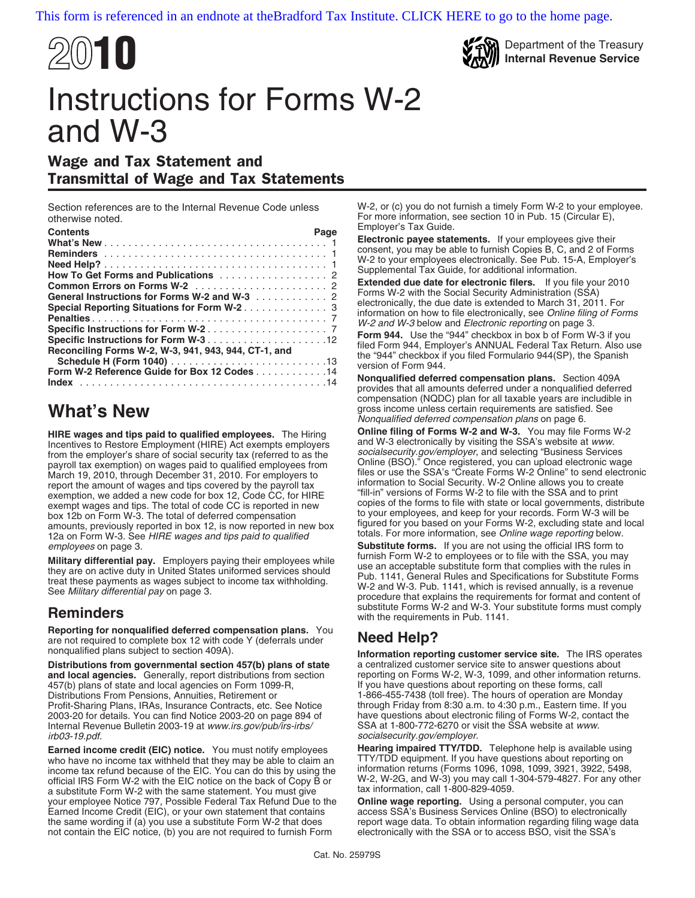This form is referenced in an endnote at theBradford Tax Institute. CLICK HERE to go to the home page.

# 2010

Department of the Treasury
**Internal Revenue Service**

# Instructions for Forms W-2 and W-3

## Wage and Tax Statement and Transmittal of Wage and Tax Statements

Section references are to the Internal Revenue Code unless otherwise noted.

| Contents | Page |
|---|---|
| What's New | 1 |
| Reminders | 1 |
| Need Help? | 1 |
| How To Get Forms and Publications | 2 |
| Common Errors on Forms W-2 | 2 |
| General Instructions for Forms W-2 and W-3 | 2 |
| Special Reporting Situations for Form W-2 | 3 |
| Penalties | 7 |
| Specific Instructions for Form W-2 | 7 |
| Specific Instructions for Form W-3 | 12 |
| Reconciling Forms W-2, W-3, 941, 943, 944, CT-1, and Schedule H (Form 1040) | 13 |
| Form W-2 Reference Guide for Box 12 Codes | 14 |
| Index | 14 |

## What's New

**HIRE wages and tips paid to qualified employees.** The Hiring Incentives to Restore Employment (HIRE) Act exempts employers from the employer's share of social security tax (referred to as the payroll tax exemption) on wages paid to qualified employees from March 19, 2010, through December 31, 2010. For employers to report the amount of wages and tips covered by the payroll tax exemption, we added a new code for box 12, Code CC, for HIRE exempt wages and tips. The total of code CC is reported in new box 12b on Form W-3. The total of deferred compensation amounts, previously reported in box 12, is now reported in new box 12a on Form W-3. See *HIRE wages and tips paid to qualified employees* on page 3.

**Military differential pay.** Employers paying their employees while they are on active duty in United States uniformed services should treat these payments as wages subject to income tax withholding. See *Military differential pay* on page 3.

## Reminders

**Reporting for nonqualified deferred compensation plans.** You are not required to complete box 12 with code Y (deferrals under nonqualified plans subject to section 409A).

**Distributions from governmental section 457(b) plans of state and local agencies.** Generally, report distributions from section 457(b) plans of state and local agencies on Form 1099-R, Distributions From Pensions, Annuities, Retirement or Profit-Sharing Plans, IRAs, Insurance Contracts, etc. See Notice 2003-20 for details. You can find Notice 2003-20 on page 894 of Internal Revenue Bulletin 2003-19 at *www.irs.gov/pub/irs-irbs/irb03-19.pdf.*

**Earned income credit (EIC) notice.** You must notify employees who have no income tax withheld that they may be able to claim an income tax refund because of the EIC. You can do this by using the official IRS Form W-2 with the EIC notice on the back of Copy B or a substitute Form W-2 with the same statement. You must give your employee Notice 797, Possible Federal Tax Refund Due to the Earned Income Credit (EIC), or your own statement that contains the same wording if (a) you use a substitute Form W-2 that does not contain the EIC notice, (b) you are not required to furnish Form W-2, or (c) you do not furnish a timely Form W-2 to your employee. For more information, see section 10 in Pub. 15 (Circular E), Employer's Tax Guide.

**Electronic payee statements.** If your employees give their consent, you may be able to furnish Copies B, C, and 2 of Forms W-2 to your employees electronically. See Pub. 15-A, Employer's Supplemental Tax Guide, for additional information.

**Extended due date for electronic filers.** If you file your 2010 Forms W-2 with the Social Security Administration (SSA) electronically, the due date is extended to March 31, 2011. For information on how to file electronically, see *Online filing of Forms W-2 and W-3* below and *Electronic reporting* on page 3.

**Form 944.** Use the "944" checkbox in box b of Form W-3 if you filed Form 944, Employer's ANNUAL Federal Tax Return. Also use the "944" checkbox if you filed Formulario 944(SP), the Spanish version of Form 944.

**Nonqualified deferred compensation plans.** Section 409A provides that all amounts deferred under a nonqualified deferred compensation (NQDC) plan for all taxable years are includible in gross income unless certain requirements are satisfied. See *Nonqualified deferred compensation plans* on page 6.

**Online filing of Forms W-2 and W-3.** You may file Forms W-2 and W-3 electronically by visiting the SSA's website at *www.socialsecurity.gov/employer*, and selecting "Business Services Online (BSO)." Once registered, you can upload electronic wage files or use the SSA's "Create Forms W-2 Online" to send electronic information to Social Security. W-2 Online allows you to create "fill-in" versions of Forms W-2 to file with the SSA and to print copies of the forms to file with state or local governments, distribute to your employees, and keep for your records. Form W-3 will be figured for you based on your Forms W-2, excluding state and local totals. For more information, see *Online wage reporting* below.

**Substitute forms.** If you are not using the official IRS form to furnish Form W-2 to employees or to file with the SSA, you may use an acceptable substitute form that complies with the rules in Pub. 1141, General Rules and Specifications for Substitute Forms W-2 and W-3. Pub. 1141, which is revised annually, is a revenue procedure that explains the requirements for format and content of substitute Forms W-2 and W-3. Your substitute forms must comply with the requirements in Pub. 1141.

## Need Help?

**Information reporting customer service site.** The IRS operates a centralized customer service site to answer questions about reporting on Forms W-2, W-3, 1099, and other information returns. If you have questions about reporting on these forms, call 1-866-455-7438 (toll free). The hours of operation are Monday through Friday from 8:30 a.m. to 4:30 p.m., Eastern time. If you have questions about electronic filing of Forms W-2, contact the SSA at 1-800-772-6270 or visit the SSA website at *www.socialsecurity.gov/employer.*

**Hearing impaired TTY/TDD.** Telephone help is available using TTY/TDD equipment. If you have questions about reporting on information returns (Forms 1096, 1098, 1099, 3921, 3922, 5498, W-2, W-2G, and W-3) you may call 1-304-579-4827. For any other tax information, call 1-800-829-4059.

**Online wage reporting.** Using a personal computer, you can access SSA's Business Services Online (BSO) to electronically report wage data. To obtain information regarding filing wage data electronically with the SSA or to access BSO, visit the SSA's

Cat. No. 25979S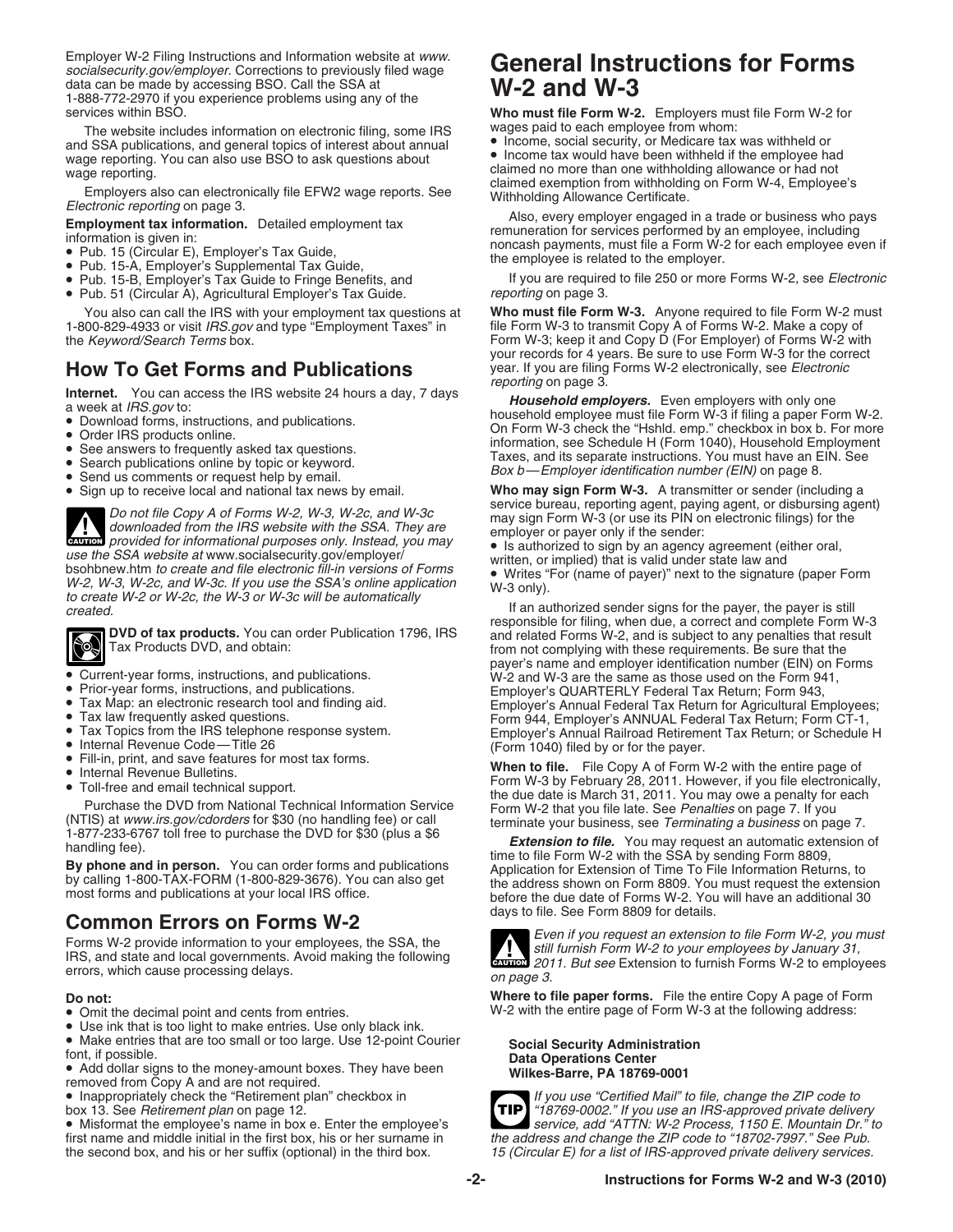Employer W-2 Filing Instructions and Information website at *www.socialsecurity.gov/employer*. Corrections to previously filed wage data can be made by accessing BSO. Call the SSA at 1-888-772-2970 if you experience problems using any of the services within BSO.

The website includes information on electronic filing, some IRS and SSA publications, and general topics of interest about annual wage reporting. You can also use BSO to ask questions about wage reporting.

Employers also can electronically file EFW2 wage reports. See *Electronic reporting* on page 3.

**Employment tax information.** Detailed employment tax information is given in:

- Pub. 15 (Circular E), Employer's Tax Guide,
- Pub. 15-A, Employer's Supplemental Tax Guide,
- Pub. 15-B, Employer's Tax Guide to Fringe Benefits, and
- Pub. 51 (Circular A), Agricultural Employer's Tax Guide.

You also can call the IRS with your employment tax questions at 1-800-829-4933 or visit *IRS.gov* and type "Employment Taxes" in the *Keyword/Search Terms* box.

## How To Get Forms and Publications

**Internet.** You can access the IRS website 24 hours a day, 7 days a week at *IRS.gov* to:

- Download forms, instructions, and publications.
- Order IRS products online.
- See answers to frequently asked tax questions.
- Search publications online by topic or keyword.
- Send us comments or request help by email.
- Sign up to receive local and national tax news by email.

**CAUTION** *Do not file Copy A of Forms W-2, W-3, W-2c, and W-3c downloaded from the IRS website with the SSA. They are provided for informational purposes only. Instead, you may use the SSA website at* www.socialsecurity.gov/employer/bsohbnew.htm *to create and file electronic fill-in versions of Forms W-2, W-3, W-2c, and W-3c. If you use the SSA's online application to create W-2 or W-2c, the W-3 or W-3c will be automatically created.*

**DVD of tax products.** You can order Publication 1796, IRS Tax Products DVD, and obtain:

- Current-year forms, instructions, and publications.
- Prior-year forms, instructions, and publications.
- Tax Map: an electronic research tool and finding aid.
- Tax law frequently asked questions.
- Tax Topics from the IRS telephone response system.
- Internal Revenue Code—Title 26
- Fill-in, print, and save features for most tax forms.
- Internal Revenue Bulletins.
- Toll-free and email technical support.

Purchase the DVD from National Technical Information Service (NTIS) at *www.irs.gov/cdorders* for $30 (no handling fee) or call 1-877-233-6767 toll free to purchase the DVD for $30 (plus a $6 handling fee).

**By phone and in person.** You can order forms and publications by calling 1-800-TAX-FORM (1-800-829-3676). You can also get most forms and publications at your local IRS office.

## Common Errors on Forms W-2

Forms W-2 provide information to your employees, the SSA, the IRS, and state and local governments. Avoid making the following errors, which cause processing delays.

**Do not:**

- Omit the decimal point and cents from entries.
- Use ink that is too light to make entries. Use only black ink.
- Make entries that are too small or too large. Use 12-point Courier font, if possible.
- Add dollar signs to the money-amount boxes. They have been removed from Copy A and are not required.
- Inappropriately check the "Retirement plan" checkbox in box 13. See *Retirement plan* on page 12.
- Misformat the employee's name in box e. Enter the employee's first name and middle initial in the first box, his or her surname in the second box, and his or her suffix (optional) in the third box.

# General Instructions for Forms W-2 and W-3

**Who must file Form W-2.** Employers must file Form W-2 for wages paid to each employee from whom:

- Income, social security, or Medicare tax was withheld or
- Income tax would have been withheld if the employee had claimed no more than one withholding allowance or had not claimed exemption from withholding on Form W-4, Employee's Withholding Allowance Certificate.

Also, every employer engaged in a trade or business who pays remuneration for services performed by an employee, including noncash payments, must file a Form W-2 for each employee even if the employee is related to the employer.

If you are required to file 250 or more Forms W-2, see *Electronic reporting* on page 3.

**Who must file Form W-3.** Anyone required to file Form W-2 must file Form W-3 to transmit Copy A of Forms W-2. Make a copy of Form W-3; keep it and Copy D (For Employer) of Forms W-2 with your records for 4 years. Be sure to use Form W-3 for the correct year. If you are filing Forms W-2 electronically, see *Electronic reporting* on page 3.

***Household employers.*** Even employers with only one household employee must file Form W-3 if filing a paper Form W-2. On Form W-3 check the "Hshld. emp." checkbox in box b. For more information, see Schedule H (Form 1040), Household Employment Taxes, and its separate instructions. You must have an EIN. See *Box b—Employer identification number (EIN)* on page 8.

**Who may sign Form W-3.** A transmitter or sender (including a service bureau, reporting agent, paying agent, or disbursing agent) may sign Form W-3 (or use its PIN on electronic filings) for the employer or payer only if the sender:

- Is authorized to sign by an agency agreement (either oral, written, or implied) that is valid under state law and
- Writes "For (name of payer)" next to the signature (paper Form W-3 only).

If an authorized sender signs for the payer, the payer is still responsible for filing, when due, a correct and complete Form W-3 and related Forms W-2, and is subject to any penalties that result from not complying with these requirements. Be sure that the payer's name and employer identification number (EIN) on Forms W-2 and W-3 are the same as those used on the Form 941, Employer's QUARTERLY Federal Tax Return; Form 943, Employer's Annual Federal Tax Return for Agricultural Employees; Form 944, Employer's ANNUAL Federal Tax Return; Form CT-1, Employer's Annual Railroad Retirement Tax Return; or Schedule H (Form 1040) filed by or for the payer.

**When to file.** File Copy A of Form W-2 with the entire page of Form W-3 by February 28, 2011. However, if you file electronically, the due date is March 31, 2011. You may owe a penalty for each Form W-2 that you file late. See *Penalties* on page 7. If you terminate your business, see *Terminating a business* on page 7.

***Extension to file.*** You may request an automatic extension of time to file Form W-2 with the SSA by sending Form 8809, Application for Extension of Time To File Information Returns, to the address shown on Form 8809. You must request the extension before the due date of Forms W-2. You will have an additional 30 days to file. See Form 8809 for details.

**CAUTION** *Even if you request an extension to file Form W-2, you must still furnish Form W-2 to your employees by January 31, 2011. But see* Extension to furnish Forms W-2 to employees *on page 3.*

**Where to file paper forms.** File the entire Copy A page of Form W-2 with the entire page of Form W-3 at the following address:

**Social Security Administration**
**Data Operations Center**
**Wilkes-Barre, PA 18769-0001**

**TIP** *If you use "Certified Mail" to file, change the ZIP code to "18769-0002." If you use an IRS-approved private delivery service, add "ATTN: W-2 Process, 1150 E. Mountain Dr." to the address and change the ZIP code to "18702-7997." See Pub. 15 (Circular E) for a list of IRS-approved private delivery services.*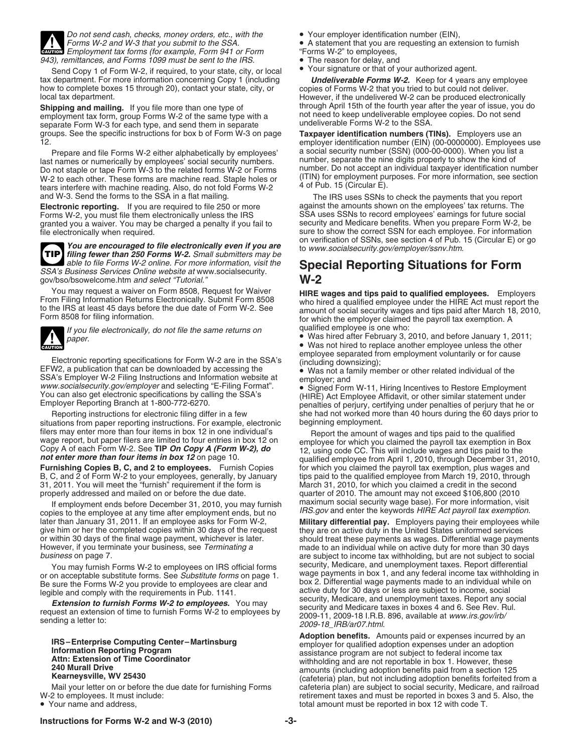**CAUTION:** *Do not send cash, checks, money orders, etc., with the Forms W-2 and W-3 that you submit to the SSA. Employment tax forms (for example, Form 941 or Form 943), remittances, and Forms 1099 must be sent to the IRS.*

Send Copy 1 of Form W-2, if required, to your state, city, or local tax department. For more information concerning Copy 1 (including how to complete boxes 15 through 20), contact your state, city, or local tax department.

**Shipping and mailing.** If you file more than one type of employment tax form, group Forms W-2 of the same type with a separate Form W-3 for each type, and send them in separate groups. See the specific instructions for box b of Form W-3 on page 12.

Prepare and file Forms W-2 either alphabetically by employees' last names or numerically by employees' social security numbers. Do not staple or tape Form W-3 to the related forms W-2 or Forms W-2 to each other. These forms are machine read. Staple holes or tears interfere with machine reading. Also, do not fold Forms W-2 and W-3. Send the forms to the SSA in a flat mailing.

**Electronic reporting.** If you are required to file 250 or more Forms W-2, you must file them electronically unless the IRS granted you a waiver. You may be charged a penalty if you fail to file electronically when required.

**TIP:** ***You are encouraged to file electronically even if you are filing fewer than 250 Forms W-2.*** *Small submitters may be able to file Forms W-2 online. For more information, visit the SSA's Business Services Online website at* www.socialsecurity.gov/bso/bsowelcome.htm *and select "Tutorial."*

You may request a waiver on Form 8508, Request for Waiver From Filing Information Returns Electronically. Submit Form 8508 to the IRS at least 45 days before the due date of Form W-2. See Form 8508 for filing information.

**CAUTION:** *If you file electronically, do not file the same returns on paper.*

Electronic reporting specifications for Form W-2 are in the SSA's EFW2, a publication that can be downloaded by accessing the SSA's Employer W-2 Filing Instructions and Information website at *www.socialsecurity.gov/employer* and selecting "E-Filing Format". You can also get electronic specifications by calling the SSA's Employer Reporting Branch at 1-800-772-6270.

Reporting instructions for electronic filing differ in a few situations from paper reporting instructions. For example, electronic filers may enter more than four items in box 12 in one individual's wage report, but paper filers are limited to four entries in box 12 on Copy A of each Form W-2. See **TIP *On Copy A (Form W-2), do not enter more than four items in box 12*** on page 10.

**Furnishing Copies B, C, and 2 to employees.** Furnish Copies B, C, and 2 of Form W-2 to your employees, generally, by January 31, 2011. You will meet the "furnish" requirement if the form is properly addressed and mailed on or before the due date.

If employment ends before December 31, 2010, you may furnish copies to the employee at any time after employment ends, but no later than January 31, 2011. If an employee asks for Form W-2, give him or her the completed copies within 30 days of the request or within 30 days of the final wage payment, whichever is later. However, if you terminate your business, see *Terminating a business* on page 7.

You may furnish Forms W-2 to employees on IRS official forms or on acceptable substitute forms. See *Substitute forms* on page 1. Be sure the Forms W-2 you provide to employees are clear and legible and comply with the requirements in Pub. 1141.

***Extension to furnish Forms W-2 to employees.*** You may request an extension of time to furnish Forms W-2 to employees by sending a letter to:

**IRS–Enterprise Computing Center–Martinsburg**
**Information Reporting Program**
**Attn: Extension of Time Coordinator**
**240 Murall Drive**
**Kearneysville, WV 25430**

Mail your letter on or before the due date for furnishing Forms W-2 to employees. It must include:

- Your name and address,
- Your employer identification number (EIN),
- A statement that you are requesting an extension to furnish "Forms W-2" to employees,
- The reason for delay, and
- Your signature or that of your authorized agent.

***Undeliverable Forms W-2.*** Keep for 4 years any employee copies of Forms W-2 that you tried to but could not deliver. However, if the undelivered W-2 can be produced electronically through April 15th of the fourth year after the year of issue, you do not need to keep undeliverable employee copies. Do not send undeliverable Forms W-2 to the SSA.

**Taxpayer identification numbers (TINs).** Employers use an employer identification number (EIN) (00-0000000). Employees use a social security number (SSN) (000-00-0000). When you list a number, separate the nine digits properly to show the kind of number. Do not accept an individual taxpayer identification number (ITIN) for employment purposes. For more information, see section 4 of Pub. 15 (Circular E).

The IRS uses SSNs to check the payments that you report against the amounts shown on the employees' tax returns. The SSA uses SSNs to record employees' earnings for future social security and Medicare benefits. When you prepare Form W-2, be sure to show the correct SSN for each employee. For information on verification of SSNs, see section 4 of Pub. 15 (Circular E) or go to *www.socialsecurity.gov/employer/ssnv.htm*.

## Special Reporting Situations for Form W-2

**HIRE wages and tips paid to qualified employees.** Employers who hired a qualified employee under the HIRE Act must report the amount of social security wages and tips paid after March 18, 2010, for which the employer claimed the payroll tax exemption. A qualified employee is one who:

- Was hired after February 3, 2010, and before January 1, 2011;
- Was not hired to replace another employee unless the other employee separated from employment voluntarily or for cause (including downsizing);
- Was not a family member or other related individual of the employer; and
- Signed Form W-11, Hiring Incentives to Restore Employment (HIRE) Act Employee Affidavit, or other similar statement under penalties of perjury, certifying under penalties of perjury that he or she had not worked more than 40 hours during the 60 days prior to beginning employment.

Report the amount of wages and tips paid to the qualified employee for which you claimed the payroll tax exemption in Box 12, using code CC. This will include wages and tips paid to the qualified employee from April 1, 2010, through December 31, 2010, for which you claimed the payroll tax exemption, plus wages and tips paid to the qualified employee from March 19, 2010, through March 31, 2010, for which you claimed a credit in the second quarter of 2010. The amount may not exceed $106,800 (2010 maximum social security wage base). For more information, visit *IRS.gov* and enter the keywords *HIRE Act payroll tax exemption*.

**Military differential pay.** Employers paying their employees while they are on active duty in the United States uniformed services should treat these payments as wages. Differential wage payments made to an individual while on active duty for more than 30 days are subject to income tax withholding, but are not subject to social security, Medicare, and unemployment taxes. Report differential wage payments in box 1, and any federal income tax withholding in box 2. Differential wage payments made to an individual while on active duty for 30 days or less are subject to income, social security, Medicare, and unemployment taxes. Report any social security and Medicare taxes in boxes 4 and 6. See Rev. Rul. 2009-11, 2009-18 I.R.B. 896, available at *www.irs.gov/irb/2009-18_IRB/ar07.html*.

**Adoption benefits.** Amounts paid or expenses incurred by an employer for qualified adoption expenses under an adoption assistance program are not subject to federal income tax withholding and are not reportable in box 1. However, these amounts (including adoption benefits paid from a section 125 (cafeteria) plan, but not including adoption benefits forfeited from a cafeteria plan) are subject to social security, Medicare, and railroad retirement taxes and must be reported in boxes 3 and 5. Also, the total amount must be reported in box 12 with code T.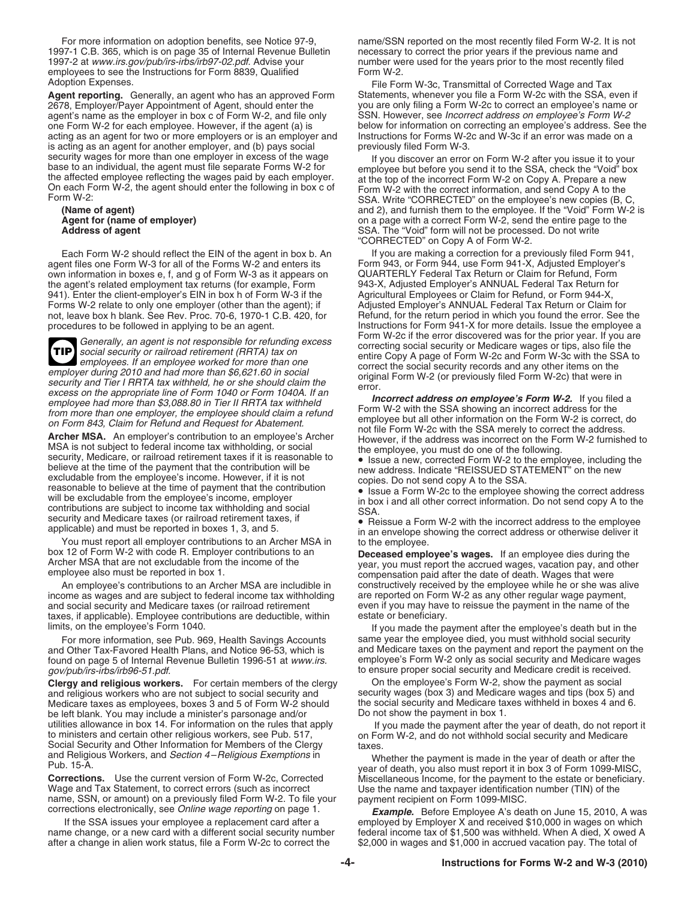For more information on adoption benefits, see Notice 97-9, 1997-1 C.B. 365, which is on page 35 of Internal Revenue Bulletin 1997-2 at *www.irs.gov/pub/irs-irbs/irb97-02.pdf*. Advise your employees to see the Instructions for Form 8839, Qualified Adoption Expenses.

**Agent reporting.** Generally, an agent who has an approved Form 2678, Employer/Payer Appointment of Agent, should enter the agent's name as the employer in box c of Form W-2, and file only one Form W-2 for each employee. However, if the agent (a) is acting as an agent for two or more employers or is an employer and is acting as an agent for another employer, and (b) pays social security wages for more than one employer in excess of the wage base to an individual, the agent must file separate Forms W-2 for the affected employee reflecting the wages paid by each employer. On each Form W-2, the agent should enter the following in box c of Form W-2:

**(Name of agent)**
**Agent for (name of employer)**
**Address of agent**

Each Form W-2 should reflect the EIN of the agent in box b. An agent files one Form W-3 for all of the Forms W-2 and enters its own information in boxes e, f, and g of Form W-3 as it appears on the agent's related employment tax returns (for example, Form 941). Enter the client-employer's EIN in box h of Form W-3 if the Forms W-2 relate to only one employer (other than the agent); if not, leave box h blank. See Rev. Proc. 70-6, 1970-1 C.B. 420, for procedures to be followed in applying to be an agent.

**TIP** *Generally, an agent is not responsible for refunding excess social security or railroad retirement (RRTA) tax on employees. If an employee worked for more than one employer during 2010 and had more than $6,621.60 in social security and Tier I RRTA tax withheld, he or she should claim the excess on the appropriate line of Form 1040 or Form 1040A. If an employee had more than $3,088.80 in Tier II RRTA tax withheld from more than one employer, the employee should claim a refund on Form 843, Claim for Refund and Request for Abatement.*

**Archer MSA.** An employer's contribution to an employee's Archer MSA is not subject to federal income tax withholding, or social security, Medicare, or railroad retirement taxes if it is reasonable to believe at the time of the payment that the contribution will be excludable from the employee's income. However, if it is not reasonable to believe at the time of payment that the contribution will be excludable from the employee's income, employer contributions are subject to income tax withholding and social security and Medicare taxes (or railroad retirement taxes, if applicable) and must be reported in boxes 1, 3, and 5.

You must report all employer contributions to an Archer MSA in box 12 of Form W-2 with code R. Employer contributions to an Archer MSA that are not excludable from the income of the employee also must be reported in box 1.

An employee's contributions to an Archer MSA are includible in income as wages and are subject to federal income tax withholding and social security and Medicare taxes (or railroad retirement taxes, if applicable). Employee contributions are deductible, within limits, on the employee's Form 1040.

For more information, see Pub. 969, Health Savings Accounts and Other Tax-Favored Health Plans, and Notice 96-53, which is found on page 5 of Internal Revenue Bulletin 1996-51 at *www.irs.gov/pub/irs-irbs/irb96-51.pdf*.

**Clergy and religious workers.** For certain members of the clergy and religious workers who are not subject to social security and Medicare taxes as employees, boxes 3 and 5 of Form W-2 should be left blank. You may include a minister's parsonage and/or utilities allowance in box 14. For information on the rules that apply to ministers and certain other religious workers, see Pub. 517, Social Security and Other Information for Members of the Clergy and Religious Workers, and *Section 4–Religious Exemptions* in Pub. 15-A.

**Corrections.** Use the current version of Form W-2c, Corrected Wage and Tax Statement, to correct errors (such as incorrect name, SSN, or amount) on a previously filed Form W-2. To file your corrections electronically, see *Online wage reporting* on page 1.

If the SSA issues your employee a replacement card after a name change, or a new card with a different social security number after a change in alien work status, file a Form W-2c to correct the name/SSN reported on the most recently filed Form W-2. It is not necessary to correct the prior years if the previous name and number were used for the years prior to the most recently filed Form W-2.

File Form W-3c, Transmittal of Corrected Wage and Tax Statements, whenever you file a Form W-2c with the SSA, even if you are only filing a Form W-2c to correct an employee's name or SSN. However, see *Incorrect address on employee's Form W-2* below for information on correcting an employee's address. See the Instructions for Forms W-2c and W-3c if an error was made on a previously filed Form W-3.

If you discover an error on Form W-2 after you issue it to your employee but before you send it to the SSA, check the "Void" box at the top of the incorrect Form W-2 on Copy A. Prepare a new Form W-2 with the correct information, and send Copy A to the SSA. Write "CORRECTED" on the employee's new copies (B, C, and 2), and furnish them to the employee. If the "Void" Form W-2 is on a page with a correct Form W-2, send the entire page to the SSA. The "Void" form will not be processed. Do not write "CORRECTED" on Copy A of Form W-2.

If you are making a correction for a previously filed Form 941, Form 943, or Form 944, use Form 941-X, Adjusted Employer's QUARTERLY Federal Tax Return or Claim for Refund, Form 943-X, Adjusted Employer's ANNUAL Federal Tax Return for Agricultural Employees or Claim for Refund, or Form 944-X, Adjusted Employer's ANNUAL Federal Tax Return or Claim for Refund, for the return period in which you found the error. See the Instructions for Form 941-X for more details. Issue the employee a Form W-2c if the error discovered was for the prior year. If you are correcting social security or Medicare wages or tips, also file the entire Copy A page of Form W-2c and Form W-3c with the SSA to correct the social security records and any other items on the original Form W-2 (or previously filed Form W-2c) that were in error.

***Incorrect address on employee's Form W-2.*** If you filed a Form W-2 with the SSA showing an incorrect address for the employee but all other information on the Form W-2 is correct, do not file Form W-2c with the SSA merely to correct the address. However, if the address was incorrect on the Form W-2 furnished to the employee, you must do one of the following.

- Issue a new, corrected Form W-2 to the employee, including the new address. Indicate "REISSUED STATEMENT" on the new copies. Do not send copy A to the SSA.
- Issue a Form W-2c to the employee showing the correct address in box i and all other correct information. Do not send copy A to the SSA.
- Reissue a Form W-2 with the incorrect address to the employee in an envelope showing the correct address or otherwise deliver it to the employee.

**Deceased employee's wages.** If an employee dies during the year, you must report the accrued wages, vacation pay, and other compensation paid after the date of death. Wages that were constructively received by the employee while he or she was alive are reported on Form W-2 as any other regular wage payment, even if you may have to reissue the payment in the name of the estate or beneficiary.

If you made the payment after the employee's death but in the same year the employee died, you must withhold social security and Medicare taxes on the payment and report the payment on the employee's Form W-2 only as social security and Medicare wages to ensure proper social security and Medicare credit is received.

On the employee's Form W-2, show the payment as social security wages (box 3) and Medicare wages and tips (box 5) and the social security and Medicare taxes withheld in boxes 4 and 6. Do not show the payment in box 1.

If you made the payment after the year of death, do not report it on Form W-2, and do not withhold social security and Medicare taxes.

Whether the payment is made in the year of death or after the year of death, you also must report it in box 3 of Form 1099-MISC, Miscellaneous Income, for the payment to the estate or beneficiary. Use the name and taxpayer identification number (TIN) of the payment recipient on Form 1099-MISC.

***Example.*** Before Employee A's death on June 15, 2010, A was employed by Employer X and received $10,000 in wages on which federal income tax of $1,500 was withheld. When A died, X owed A $2,000 in wages and $1,000 in accrued vacation pay. The total of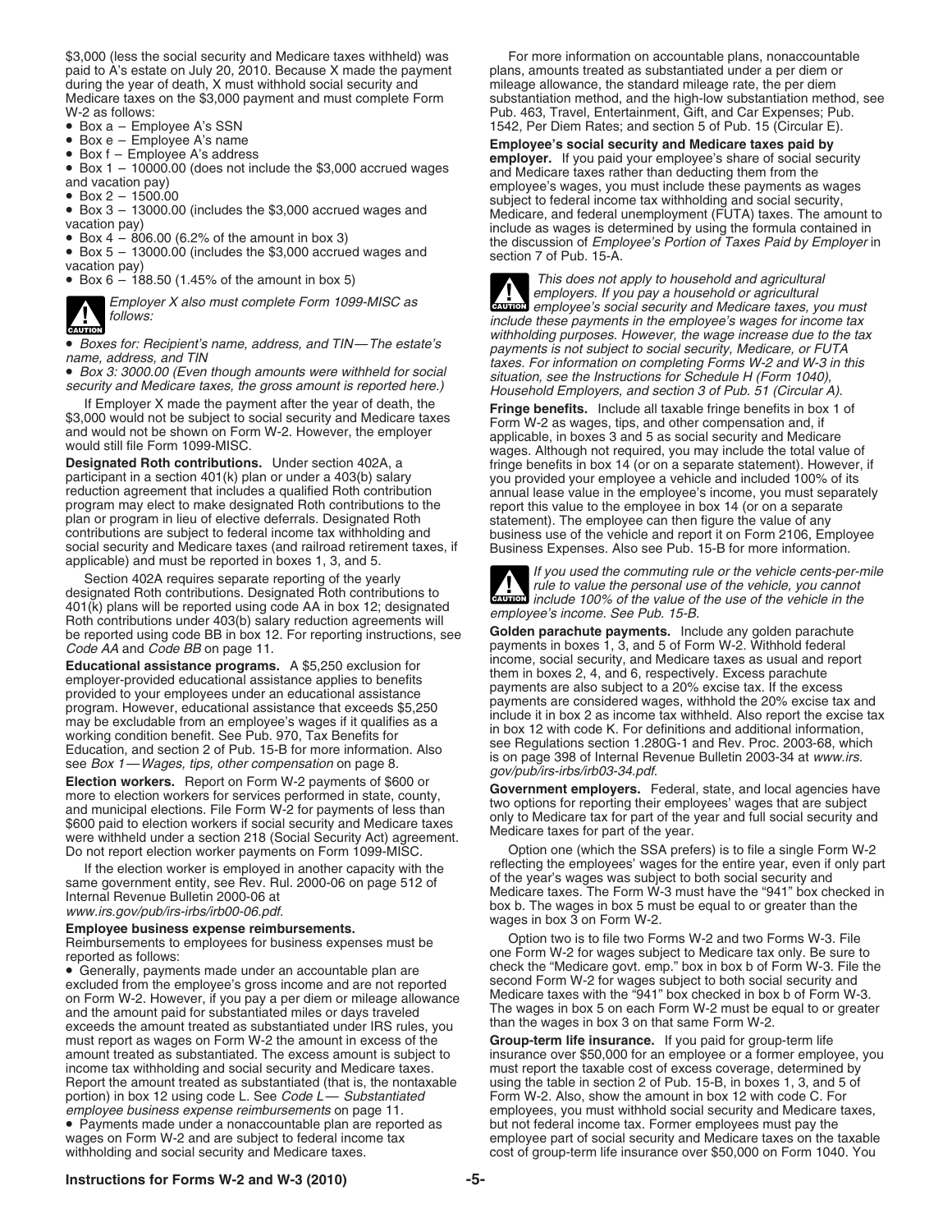$3,000 (less the social security and Medicare taxes withheld) was paid to A's estate on July 20, 2010. Because X made the payment during the year of death, X must withhold social security and Medicare taxes on the $3,000 payment and must complete Form W-2 as follows:

- Box a – Employee A's SSN
- Box e – Employee A's name
- Box f – Employee A's address
- Box 1 – 10000.00 (does not include the $3,000 accrued wages and vacation pay)
- Box 2 – 1500.00
- Box 3 – 13000.00 (includes the $3,000 accrued wages and vacation pay)
- Box 4 – 806.00 (6.2% of the amount in box 3)
- Box 5 – 13000.00 (includes the $3,000 accrued wages and vacation pay)
- Box 6 – 188.50 (1.45% of the amount in box 5)

**CAUTION** *Employer X also must complete Form 1099-MISC as follows:*

- *Boxes for: Recipient's name, address, and TIN—The estate's name, address, and TIN*
- *Box 3: 3000.00 (Even though amounts were withheld for social security and Medicare taxes, the gross amount is reported here.)*

If Employer X made the payment after the year of death, the $3,000 would not be subject to social security and Medicare taxes and would not be shown on Form W-2. However, the employer would still file Form 1099-MISC.

**Designated Roth contributions.** Under section 402A, a participant in a section 401(k) plan or under a 403(b) salary reduction agreement that includes a qualified Roth contribution program may elect to make designated Roth contributions to the plan or program in lieu of elective deferrals. Designated Roth contributions are subject to federal income tax withholding and social security and Medicare taxes (and railroad retirement taxes, if applicable) and must be reported in boxes 1, 3, and 5.

Section 402A requires separate reporting of the yearly designated Roth contributions. Designated Roth contributions to 401(k) plans will be reported using code AA in box 12; designated Roth contributions under 403(b) salary reduction agreements will be reported using code BB in box 12. For reporting instructions, see *Code AA* and *Code BB* on page 11.

**Educational assistance programs.** A $5,250 exclusion for employer-provided educational assistance applies to benefits provided to your employees under an educational assistance program. However, educational assistance that exceeds $5,250 may be excludable from an employee's wages if it qualifies as a working condition benefit. See Pub. 970, Tax Benefits for Education, and section 2 of Pub. 15-B for more information. Also see *Box 1—Wages, tips, other compensation* on page 8.

**Election workers.** Report on Form W-2 payments of $600 or more to election workers for services performed in state, county, and municipal elections. File Form W-2 for payments of less than $600 paid to election workers if social security and Medicare taxes were withheld under a section 218 (Social Security Act) agreement. Do not report election worker payments on Form 1099-MISC.

If the election worker is employed in another capacity with the same government entity, see Rev. Rul. 2000-06 on page 512 of Internal Revenue Bulletin 2000-06 at *www.irs.gov/pub/irs-irbs/irb00-06.pdf*.

**Employee business expense reimbursements.** Reimbursements to employees for business expenses must be reported as follows:

- Generally, payments made under an accountable plan are excluded from the employee's gross income and are not reported on Form W-2. However, if you pay a per diem or mileage allowance and the amount paid for substantiated miles or days traveled exceeds the amount treated as substantiated under IRS rules, you must report as wages on Form W-2 the amount in excess of the amount treated as substantiated. The excess amount is subject to income tax withholding and social security and Medicare taxes. Report the amount treated as substantiated (that is, the nontaxable portion) in box 12 using code L. See *Code L— Substantiated employee business expense reimbursements* on page 11.
- Payments made under a nonaccountable plan are reported as wages on Form W-2 and are subject to federal income tax withholding and social security and Medicare taxes.

For more information on accountable plans, nonaccountable plans, amounts treated as substantiated under a per diem or mileage allowance, the standard mileage rate, the per diem substantiation method, and the high-low substantiation method, see Pub. 463, Travel, Entertainment, Gift, and Car Expenses; Pub. 1542, Per Diem Rates; and section 5 of Pub. 15 (Circular E).

**Employee's social security and Medicare taxes paid by employer.** If you paid your employee's share of social security and Medicare taxes rather than deducting them from the employee's wages, you must include these payments as wages subject to federal income tax withholding and social security, Medicare, and federal unemployment (FUTA) taxes. The amount to include as wages is determined by using the formula contained in the discussion of *Employee's Portion of Taxes Paid by Employer* in section 7 of Pub. 15-A.

**CAUTION** *This does not apply to household and agricultural employers. If you pay a household or agricultural employee's social security and Medicare taxes, you must include these payments in the employee's wages for income tax withholding purposes. However, the wage increase due to the tax payments is not subject to social security, Medicare, or FUTA taxes. For information on completing Forms W-2 and W-3 in this situation, see the Instructions for Schedule H (Form 1040), Household Employers, and section 3 of Pub. 51 (Circular A).*

**Fringe benefits.** Include all taxable fringe benefits in box 1 of Form W-2 as wages, tips, and other compensation and, if applicable, in boxes 3 and 5 as social security and Medicare wages. Although not required, you may include the total value of fringe benefits in box 14 (or on a separate statement). However, if you provided your employee a vehicle and included 100% of its annual lease value in the employee's income, you must separately report this value to the employee in box 14 (or on a separate statement). The employee can then figure the value of any business use of the vehicle and report it on Form 2106, Employee Business Expenses. Also see Pub. 15-B for more information.

**CAUTION** *If you used the commuting rule or the vehicle cents-per-mile rule to value the personal use of the vehicle, you cannot include 100% of the value of the use of the vehicle in the employee's income. See Pub. 15-B.*

**Golden parachute payments.** Include any golden parachute payments in boxes 1, 3, and 5 of Form W-2. Withhold federal income, social security, and Medicare taxes as usual and report them in boxes 2, 4, and 6, respectively. Excess parachute payments are also subject to a 20% excise tax. If the excess payments are considered wages, withhold the 20% excise tax and include it in box 2 as income tax withheld. Also report the excise tax in box 12 with code K. For definitions and additional information, see Regulations section 1.280G-1 and Rev. Proc. 2003-68, which is on page 398 of Internal Revenue Bulletin 2003-34 at *www.irs.gov/pub/irs-irbs/irb03-34.pdf*.

**Government employers.** Federal, state, and local agencies have two options for reporting their employees' wages that are subject only to Medicare tax for part of the year and full social security and Medicare taxes for part of the year.

Option one (which the SSA prefers) is to file a single Form W-2 reflecting the employees' wages for the entire year, even if only part of the year's wages was subject to both social security and Medicare taxes. The Form W-3 must have the "941" box checked in box b. The wages in box 5 must be equal to or greater than the wages in box 3 on Form W-2.

Option two is to file two Forms W-2 and two Forms W-3. File one Form W-2 for wages subject to Medicare tax only. Be sure to check the "Medicare govt. emp." box in box b of Form W-3. File the second Form W-2 for wages subject to both social security and Medicare taxes with the "941" box checked in box b of Form W-3. The wages in box 5 on each Form W-2 must be equal to or greater than the wages in box 3 on that same Form W-2.

**Group-term life insurance.** If you paid for group-term life insurance over $50,000 for an employee or a former employee, you must report the taxable cost of excess coverage, determined by using the table in section 2 of Pub. 15-B, in boxes 1, 3, and 5 of Form W-2. Also, show the amount in box 12 with code C. For employees, you must withhold social security and Medicare taxes, but not federal income tax. Former employees must pay the employee part of social security and Medicare taxes on the taxable cost of group-term life insurance over $50,000 on Form 1040. You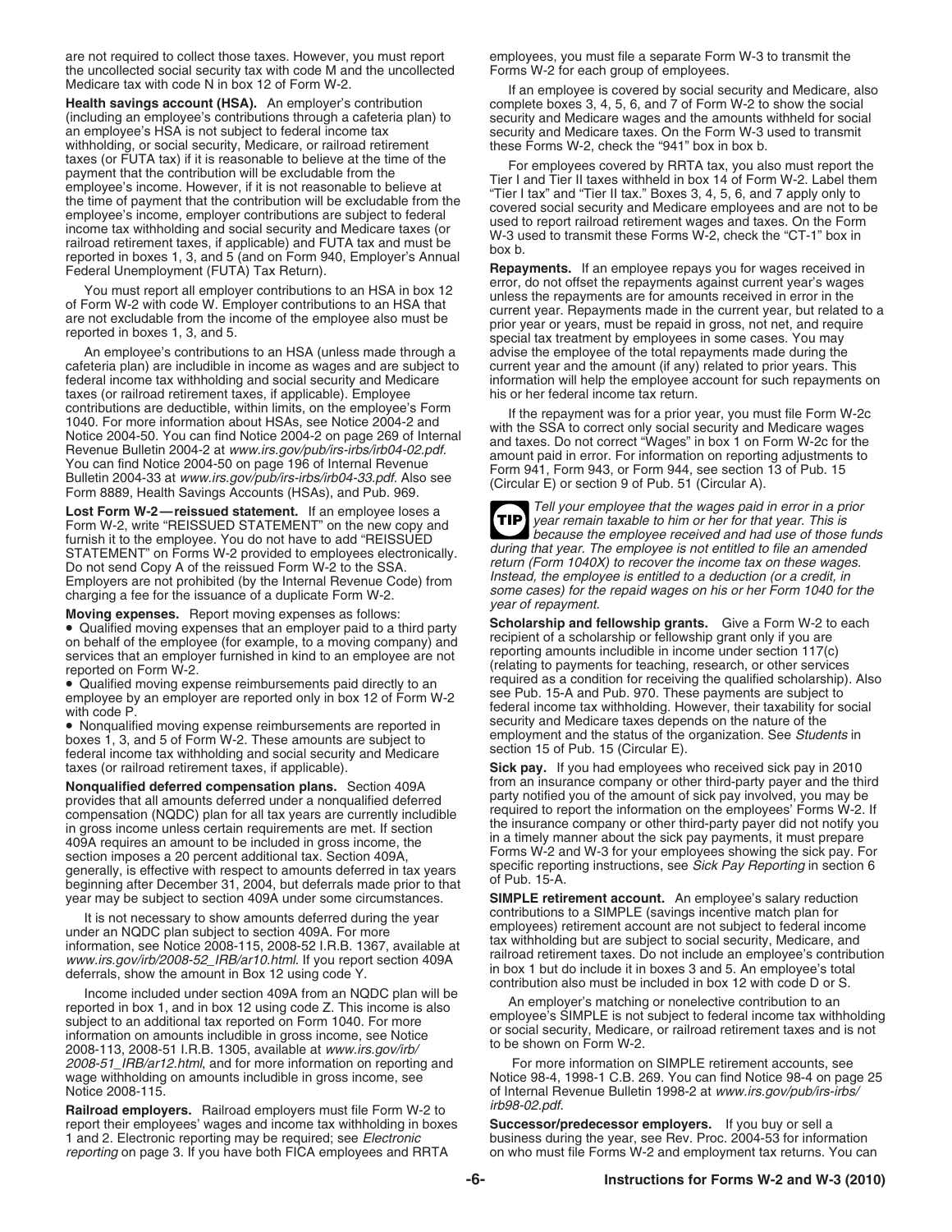are not required to collect those taxes. However, you must report the uncollected social security tax with code M and the uncollected Medicare tax with code N in box 12 of Form W-2.

**Health savings account (HSA).** An employer's contribution (including an employee's contributions through a cafeteria plan) to an employee's HSA is not subject to federal income tax withholding, or social security, Medicare, or railroad retirement taxes (or FUTA tax) if it is reasonable to believe at the time of the payment that the contribution will be excludable from the employee's income. However, if it is not reasonable to believe at the time of payment that the contribution will be excludable from the employee's income, employer contributions are subject to federal income tax withholding and social security and Medicare taxes (or railroad retirement taxes, if applicable) and FUTA tax and must be reported in boxes 1, 3, and 5 (and on Form 940, Employer's Annual Federal Unemployment (FUTA) Tax Return).

You must report all employer contributions to an HSA in box 12 of Form W-2 with code W. Employer contributions to an HSA that are not excludable from the income of the employee also must be reported in boxes 1, 3, and 5.

An employee's contributions to an HSA (unless made through a cafeteria plan) are includible in income as wages and are subject to federal income tax withholding and social security and Medicare taxes (or railroad retirement taxes, if applicable). Employee contributions are deductible, within limits, on the employee's Form 1040. For more information about HSAs, see Notice 2004-2 and Notice 2004-50. You can find Notice 2004-2 on page 269 of Internal Revenue Bulletin 2004-2 at *www.irs.gov/pub/irs-irbs/irb04-02.pdf*. You can find Notice 2004-50 on page 196 of Internal Revenue Bulletin 2004-33 at *www.irs.gov/pub/irs-irbs/irb04-33.pdf*. Also see Form 8889, Health Savings Accounts (HSAs), and Pub. 969.

**Lost Form W-2—reissued statement.** If an employee loses a Form W-2, write "REISSUED STATEMENT" on the new copy and furnish it to the employee. You do not have to add "REISSUED STATEMENT" on Forms W-2 provided to employees electronically. Do not send Copy A of the reissued Form W-2 to the SSA. Employers are not prohibited (by the Internal Revenue Code) from charging a fee for the issuance of a duplicate Form W-2.

**Moving expenses.** Report moving expenses as follows:

- Qualified moving expenses that an employer paid to a third party on behalf of the employee (for example, to a moving company) and services that an employer furnished in kind to an employee are not reported on Form W-2.
- Qualified moving expense reimbursements paid directly to an employee by an employer are reported only in box 12 of Form W-2 with code P.
- Nonqualified moving expense reimbursements are reported in boxes 1, 3, and 5 of Form W-2. These amounts are subject to federal income tax withholding and social security and Medicare taxes (or railroad retirement taxes, if applicable).

**Nonqualified deferred compensation plans.** Section 409A provides that all amounts deferred under a nonqualified deferred compensation (NQDC) plan for all tax years are currently includible in gross income unless certain requirements are met. If section 409A requires an amount to be included in gross income, the section imposes a 20 percent additional tax. Section 409A, generally, is effective with respect to amounts deferred in tax years beginning after December 31, 2004, but deferrals made prior to that year may be subject to section 409A under some circumstances.

It is not necessary to show amounts deferred during the year under an NQDC plan subject to section 409A. For more information, see Notice 2008-115, 2008-52 I.R.B. 1367, available at *www.irs.gov/irb/2008-52_IRB/ar10.html*. If you report section 409A deferrals, show the amount in Box 12 using code Y.

Income included under section 409A from an NQDC plan will be reported in box 1, and in box 12 using code Z. This income is also subject to an additional tax reported on Form 1040. For more information on amounts includible in gross income, see Notice 2008-113, 2008-51 I.R.B. 1305, available at *www.irs.gov/irb/2008-51_IRB/ar12.html*, and for more information on reporting and wage withholding on amounts includible in gross income, see Notice 2008-115.

**Railroad employers.** Railroad employers must file Form W-2 to report their employees' wages and income tax withholding in boxes 1 and 2. Electronic reporting may be required; see *Electronic reporting* on page 3. If you have both FICA employees and RRTA employees, you must file a separate Form W-3 to transmit the Forms W-2 for each group of employees.

If an employee is covered by social security and Medicare, also complete boxes 3, 4, 5, 6, and 7 of Form W-2 to show the social security and Medicare wages and the amounts withheld for social security and Medicare taxes. On the Form W-3 used to transmit these Forms W-2, check the "941" box in box b.

For employees covered by RRTA tax, you also must report the Tier I and Tier II taxes withheld in box 14 of Form W-2. Label them "Tier I tax" and "Tier II tax." Boxes 3, 4, 5, 6, and 7 apply only to covered social security and Medicare employees and are not to be used to report railroad retirement wages and taxes. On the Form W-3 used to transmit these Forms W-2, check the "CT-1" box in box b.

**Repayments.** If an employee repays you for wages received in error, do not offset the repayments against current year's wages unless the repayments are for amounts received in error in the current year. Repayments made in the current year, but related to a prior year or years, must be repaid in gross, not net, and require special tax treatment by employees in some cases. You may advise the employee of the total repayments made during the current year and the amount (if any) related to prior years. This information will help the employee account for such repayments on his or her federal income tax return.

If the repayment was for a prior year, you must file Form W-2c with the SSA to correct only social security and Medicare wages and taxes. Do not correct "Wages" in box 1 on Form W-2c for the amount paid in error. For information on reporting adjustments to Form 941, Form 943, or Form 944, see section 13 of Pub. 15 (Circular E) or section 9 of Pub. 51 (Circular A).

**TIP** *Tell your employee that the wages paid in error in a prior year remain taxable to him or her for that year. This is because the employee received and had use of those funds during that year. The employee is not entitled to file an amended return (Form 1040X) to recover the income tax on these wages. Instead, the employee is entitled to a deduction (or a credit, in some cases) for the repaid wages on his or her Form 1040 for the year of repayment.*

**Scholarship and fellowship grants.** Give a Form W-2 to each recipient of a scholarship or fellowship grant only if you are reporting amounts includible in income under section 117(c) (relating to payments for teaching, research, or other services required as a condition for receiving the qualified scholarship). Also see Pub. 15-A and Pub. 970. These payments are subject to federal income tax withholding. However, their taxability for social security and Medicare taxes depends on the nature of the employment and the status of the organization. See *Students* in section 15 of Pub. 15 (Circular E).

**Sick pay.** If you had employees who received sick pay in 2010 from an insurance company or other third-party payer and the third party notified you of the amount of sick pay involved, you may be required to report the information on the employees' Forms W-2. If the insurance company or other third-party payer did not notify you in a timely manner about the sick pay payments, it must prepare Forms W-2 and W-3 for your employees showing the sick pay. For specific reporting instructions, see *Sick Pay Reporting* in section 6 of Pub. 15-A.

**SIMPLE retirement account.** An employee's salary reduction contributions to a SIMPLE (savings incentive match plan for employees) retirement account are not subject to federal income tax withholding but are subject to social security, Medicare, and railroad retirement taxes. Do not include an employee's contribution in box 1 but do include it in boxes 3 and 5. An employee's total contribution also must be included in box 12 with code D or S.

An employer's matching or nonelective contribution to an employee's SIMPLE is not subject to federal income tax withholding or social security, Medicare, or railroad retirement taxes and is not to be shown on Form W-2.

For more information on SIMPLE retirement accounts, see Notice 98-4, 1998-1 C.B. 269. You can find Notice 98-4 on page 25 of Internal Revenue Bulletin 1998-2 at *www.irs.gov/pub/irs-irbs/irb98-02.pdf*.

**Successor/predecessor employers.** If you buy or sell a business during the year, see Rev. Proc. 2004-53 for information on who must file Forms W-2 and employment tax returns. You can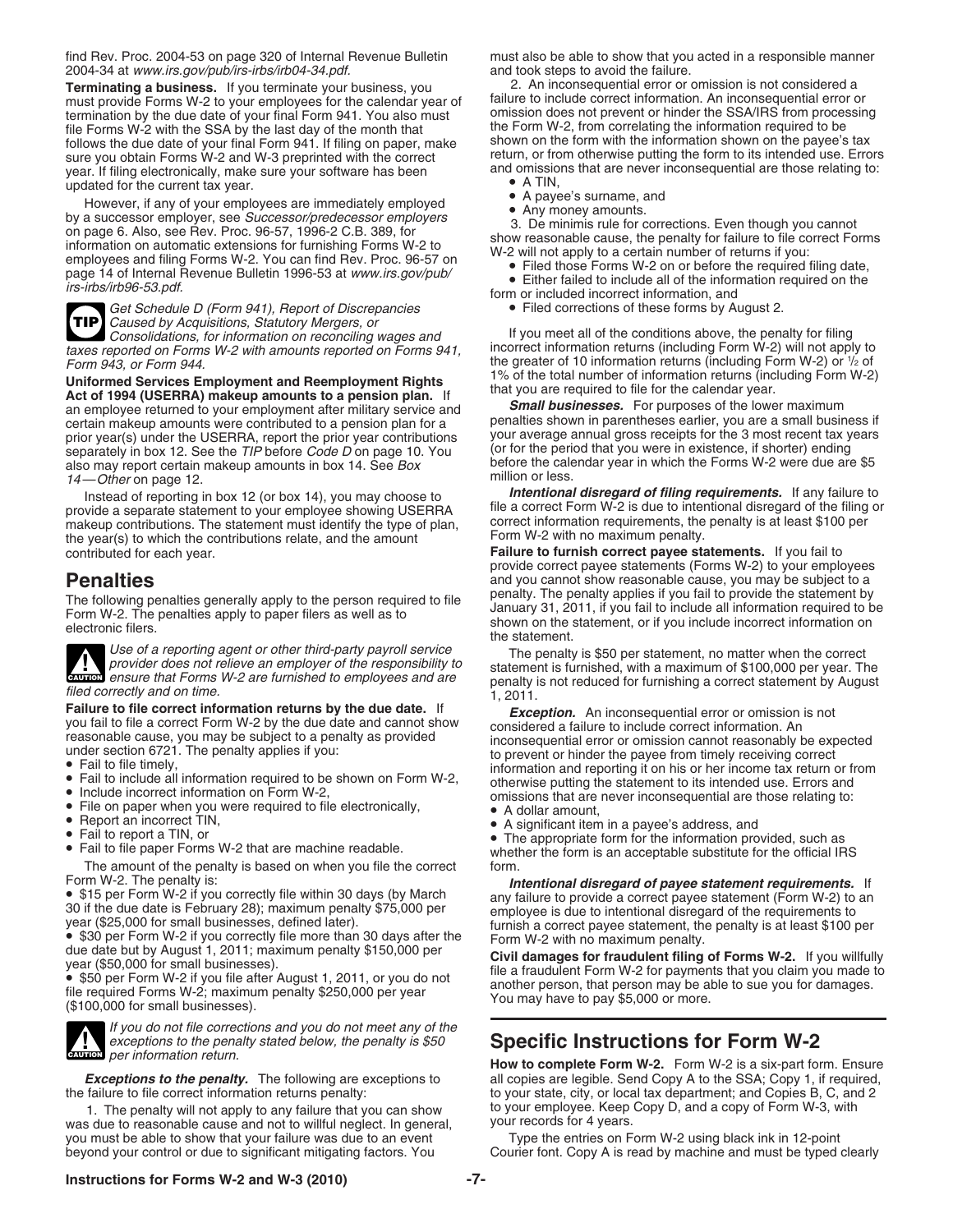find Rev. Proc. 2004-53 on page 320 of Internal Revenue Bulletin 2004-34 at *www.irs.gov/pub/irs-irbs/irb04-34.pdf*.

**Terminating a business.** If you terminate your business, you must provide Forms W-2 to your employees for the calendar year of termination by the due date of your final Form 941. You also must file Forms W-2 with the SSA by the last day of the month that follows the due date of your final Form 941. If filing on paper, make sure you obtain Forms W-2 and W-3 preprinted with the correct year. If filing electronically, make sure your software has been updated for the current tax year.

However, if any of your employees are immediately employed by a successor employer, see *Successor/predecessor employers* on page 6. Also, see Rev. Proc. 96-57, 1996-2 C.B. 389, for information on automatic extensions for furnishing Forms W-2 to employees and filing Forms W-2. You can find Rev. Proc. 96-57 on page 14 of Internal Revenue Bulletin 1996-53 at *www.irs.gov/pub/irs-irbs/irb96-53.pdf*.

**TIP** *Get Schedule D (Form 941), Report of Discrepancies Caused by Acquisitions, Statutory Mergers, or Consolidations, for information on reconciling wages and taxes reported on Forms W-2 with amounts reported on Forms 941, Form 943, or Form 944.*

**Uniformed Services Employment and Reemployment Rights Act of 1994 (USERRA) makeup amounts to a pension plan.** If an employee returned to your employment after military service and certain makeup amounts were contributed to a pension plan for a prior year(s) under the USERRA, report the prior year contributions separately in box 12. See the *TIP* before *Code D* on page 10. You also may report certain makeup amounts in box 14. See *Box 14—Other* on page 12.

Instead of reporting in box 12 (or box 14), you may choose to provide a separate statement to your employee showing USERRA makeup contributions. The statement must identify the type of plan, the year(s) to which the contributions relate, and the amount contributed for each year.

## Penalties

The following penalties generally apply to the person required to file Form W-2. The penalties apply to paper filers as well as to electronic filers.

**CAUTION** *Use of a reporting agent or other third-party payroll service provider does not relieve an employer of the responsibility to ensure that Forms W-2 are furnished to employees and are filed correctly and on time.*

**Failure to file correct information returns by the due date.** If you fail to file a correct Form W-2 by the due date and cannot show reasonable cause, you may be subject to a penalty as provided under section 6721. The penalty applies if you:

- Fail to file timely,
- Fail to include all information required to be shown on Form W-2,
- Include incorrect information on Form W-2,
- File on paper when you were required to file electronically,
- Report an incorrect TIN,
- Fail to report a TIN, or
- Fail to file paper Forms W-2 that are machine readable.

The amount of the penalty is based on when you file the correct Form W-2. The penalty is:

- $15 per Form W-2 if you correctly file within 30 days (by March 30 if the due date is February 28); maximum penalty $75,000 per year ($25,000 for small businesses, defined later).
- $30 per Form W-2 if you correctly file more than 30 days after the due date but by August 1, 2011; maximum penalty $150,000 per year ($50,000 for small businesses).
- $50 per Form W-2 if you file after August 1, 2011, or you do not file required Forms W-2; maximum penalty $250,000 per year ($100,000 for small businesses).

**CAUTION** *If you do not file corrections and you do not meet any of the exceptions to the penalty stated below, the penalty is $50 per information return.*

***Exceptions to the penalty.*** The following are exceptions to the failure to file correct information returns penalty:

1. The penalty will not apply to any failure that you can show was due to reasonable cause and not to willful neglect. In general, you must be able to show that your failure was due to an event beyond your control or due to significant mitigating factors. You must also be able to show that you acted in a responsible manner and took steps to avoid the failure.

2. An inconsequential error or omission is not considered a failure to include correct information. An inconsequential error or omission does not prevent or hinder the SSA/IRS from processing the Form W-2, from correlating the information required to be shown on the form with the information shown on the payee's tax return, or from otherwise putting the form to its intended use. Errors and omissions that are never inconsequential are those relating to:

- A TIN,
- A payee's surname, and
- Any money amounts.

3. De minimis rule for corrections. Even though you cannot show reasonable cause, the penalty for failure to file correct Forms W-2 will not apply to a certain number of returns if you:

- Filed those Forms W-2 on or before the required filing date,
- Either failed to include all of the information required on the form or included incorrect information, and
- Filed corrections of these forms by August 2.

If you meet all of the conditions above, the penalty for filing incorrect information returns (including Form W-2) will not apply to the greater of 10 information returns (including Form W-2) or ½ of 1% of the total number of information returns (including Form W-2) that you are required to file for the calendar year.

***Small businesses.*** For purposes of the lower maximum penalties shown in parentheses earlier, you are a small business if your average annual gross receipts for the 3 most recent tax years (or for the period that you were in existence, if shorter) ending before the calendar year in which the Forms W-2 were due are $5 million or less.

***Intentional disregard of filing requirements.*** If any failure to file a correct Form W-2 is due to intentional disregard of the filing or correct information requirements, the penalty is at least $100 per Form W-2 with no maximum penalty.

**Failure to furnish correct payee statements.** If you fail to provide correct payee statements (Forms W-2) to your employees and you cannot show reasonable cause, you may be subject to a penalty. The penalty applies if you fail to provide the statement by January 31, 2011, if you fail to include all information required to be shown on the statement, or if you include incorrect information on the statement.

The penalty is $50 per statement, no matter when the correct statement is furnished, with a maximum of $100,000 per year. The penalty is not reduced for furnishing a correct statement by August 1, 2011.

***Exception.*** An inconsequential error or omission is not considered a failure to include correct information. An inconsequential error or omission cannot reasonably be expected to prevent or hinder the payee from timely receiving correct information and reporting it on his or her income tax return or from otherwise putting the statement to its intended use. Errors and omissions that are never inconsequential are those relating to:

- A dollar amount,
- A significant item in a payee's address, and
- The appropriate form for the information provided, such as whether the form is an acceptable substitute for the official IRS form.

***Intentional disregard of payee statement requirements.*** If any failure to provide a correct payee statement (Form W-2) to an employee is due to intentional disregard of the requirements to furnish a correct payee statement, the penalty is at least $100 per Form W-2 with no maximum penalty.

**Civil damages for fraudulent filing of Forms W-2.** If you willfully file a fraudulent Form W-2 for payments that you claim you made to another person, that person may be able to sue you for damages. You may have to pay $5,000 or more.

## Specific Instructions for Form W-2

**How to complete Form W-2.** Form W-2 is a six-part form. Ensure all copies are legible. Send Copy A to the SSA; Copy 1, if required, to your state, city, or local tax department; and Copies B, C, and 2 to your employee. Keep Copy D, and a copy of Form W-3, with your records for 4 years.

Type the entries on Form W-2 using black ink in 12-point Courier font. Copy A is read by machine and must be typed clearly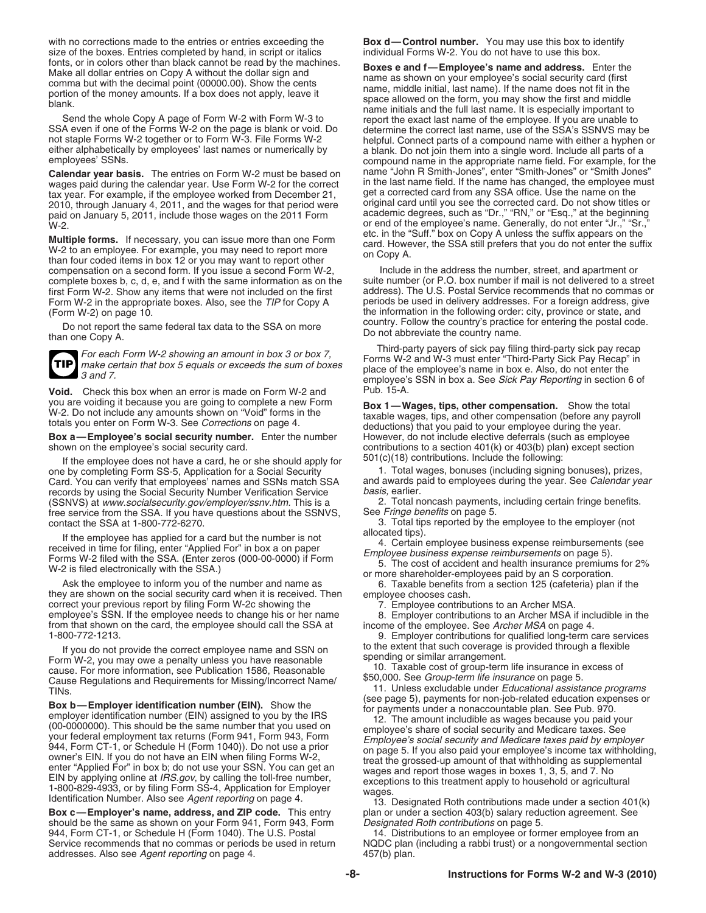with no corrections made to the entries or entries exceeding the size of the boxes. Entries completed by hand, in script or italics fonts, or in colors other than black cannot be read by the machines. Make all dollar entries on Copy A without the dollar sign and comma but with the decimal point (00000.00). Show the cents portion of the money amounts. If a box does not apply, leave it blank.

Send the whole Copy A page of Form W-2 with Form W-3 to SSA even if one of the Forms W-2 on the page is blank or void. Do not staple Forms W-2 together or to Form W-3. File Forms W-2 either alphabetically by employees' last names or numerically by employees' SSNs.

**Calendar year basis.** The entries on Form W-2 must be based on wages paid during the calendar year. Use Form W-2 for the correct tax year. For example, if the employee worked from December 21, 2010, through January 4, 2011, and the wages for that period were paid on January 5, 2011, include those wages on the 2011 Form W-2.

**Multiple forms.** If necessary, you can issue more than one Form W-2 to an employee. For example, you may need to report more than four coded items in box 12 or you may want to report other compensation on a second form. If you issue a second Form W-2, complete boxes b, c, d, e, and f with the same information as on the first Form W-2. Show any items that were not included on the first Form W-2 in the appropriate boxes. Also, see the *TIP* for Copy A (Form W-2) on page 10.

Do not report the same federal tax data to the SSA on more than one Copy A.

**TIP** *For each Form W-2 showing an amount in box 3 or box 7, make certain that box 5 equals or exceeds the sum of boxes 3 and 7.*

**Void.** Check this box when an error is made on Form W-2 and you are voiding it because you are going to complete a new Form W-2. Do not include any amounts shown on "Void" forms in the totals you enter on Form W-3. See *Corrections* on page 4.

**Box a—Employee's social security number.** Enter the number shown on the employee's social security card.

If the employee does not have a card, he or she should apply for one by completing Form SS-5, Application for a Social Security Card. You can verify that employees' names and SSNs match SSA records by using the Social Security Number Verification Service (SSNVS) at *www.socialsecurity.gov/employer/ssnv.htm.* This is a free service from the SSA. If you have questions about the SSNVS, contact the SSA at 1-800-772-6270.

If the employee has applied for a card but the number is not received in time for filing, enter "Applied For" in box a on paper Forms W-2 filed with the SSA. (Enter zeros (000-00-0000) if Form W-2 is filed electronically with the SSA.)

Ask the employee to inform you of the number and name as they are shown on the social security card when it is received. Then correct your previous report by filing Form W-2c showing the employee's SSN. If the employee needs to change his or her name from that shown on the card, the employee should call the SSA at 1-800-772-1213.

If you do not provide the correct employee name and SSN on Form W-2, you may owe a penalty unless you have reasonable cause. For more information, see Publication 1586, Reasonable Cause Regulations and Requirements for Missing/Incorrect Name/TINs.

**Box b—Employer identification number (EIN).** Show the employer identification number (EIN) assigned to you by the IRS (00-0000000). This should be the same number that you used on your federal employment tax returns (Form 941, Form 943, Form 944, Form CT-1, or Schedule H (Form 1040)). Do not use a prior owner's EIN. If you do not have an EIN when filing Forms W-2, enter "Applied For" in box b; do not use your SSN. You can get an EIN by applying online at *IRS.gov*, by calling the toll-free number, 1-800-829-4933, or by filing Form SS-4, Application for Employer Identification Number. Also see *Agent reporting* on page 4.

**Box c—Employer's name, address, and ZIP code.** This entry should be the same as shown on your Form 941, Form 943, Form 944, Form CT-1, or Schedule H (Form 1040). The U.S. Postal Service recommends that no commas or periods be used in return addresses. Also see *Agent reporting* on page 4.

**Box d—Control number.** You may use this box to identify individual Forms W-2. You do not have to use this box.

**Boxes e and f—Employee's name and address.** Enter the name as shown on your employee's social security card (first name, middle initial, last name). If the name does not fit in the space allowed on the form, you may show the first and middle name initials and the full last name. It is especially important to report the exact last name of the employee. If you are unable to determine the correct last name, use of the SSA's SSNVS may be helpful. Connect parts of a compound name with either a hyphen or a blank. Do not join them into a single word. Include all parts of a compound name in the appropriate name field. For example, for the name "John R Smith-Jones", enter "Smith-Jones" or "Smith Jones" in the last name field. If the name has changed, the employee must get a corrected card from any SSA office. Use the name on the original card until you see the corrected card. Do not show titles or academic degrees, such as "Dr.," "RN," or "Esq.," at the beginning or end of the employee's name. Generally, do not enter "Jr.," "Sr.," etc. in the "Suff." box on Copy A unless the suffix appears on the card. However, the SSA still prefers that you do not enter the suffix on Copy A.

Include in the address the number, street, and apartment or suite number (or P.O. box number if mail is not delivered to a street address). The U.S. Postal Service recommends that no commas or periods be used in delivery addresses. For a foreign address, give the information in the following order: city, province or state, and country. Follow the country's practice for entering the postal code. Do not abbreviate the country name.

Third-party payers of sick pay filing third-party sick pay recap Forms W-2 and W-3 must enter "Third-Party Sick Pay Recap" in place of the employee's name in box e. Also, do not enter the employee's SSN in box a. See *Sick Pay Reporting* in section 6 of Pub. 15-A.

**Box 1—Wages, tips, other compensation.** Show the total taxable wages, tips, and other compensation (before any payroll deductions) that you paid to your employee during the year. However, do not include elective deferrals (such as employee contributions to a section 401(k) or 403(b) plan) except section 501(c)(18) contributions. Include the following:

1. Total wages, bonuses (including signing bonuses), prizes, and awards paid to employees during the year. See *Calendar year basis,* earlier.
2. Total noncash payments, including certain fringe benefits. See *Fringe benefits* on page 5.
3. Total tips reported by the employee to the employer (not allocated tips).
4. Certain employee business expense reimbursements (see *Employee business expense reimbursements* on page 5).
5. The cost of accident and health insurance premiums for 2% or more shareholder-employees paid by an S corporation.
6. Taxable benefits from a section 125 (cafeteria) plan if the employee chooses cash.
7. Employee contributions to an Archer MSA.
8. Employer contributions to an Archer MSA if includible in the income of the employee. See *Archer MSA* on page 4.
9. Employer contributions for qualified long-term care services to the extent that such coverage is provided through a flexible spending or similar arrangement.
10. Taxable cost of group-term life insurance in excess of $50,000. See *Group-term life insurance* on page 5.
11. Unless excludable under *Educational assistance programs* (see page 5), payments for non-job-related education expenses or for payments under a nonaccountable plan. See Pub. 970.
12. The amount includible as wages because you paid your employee's share of social security and Medicare taxes. See *Employee's social security and Medicare taxes paid by employer* on page 5. If you also paid your employee's income tax withholding, treat the grossed-up amount of that withholding as supplemental wages and report those wages in boxes 1, 3, 5, and 7. No exceptions to this treatment apply to household or agricultural wages.
13. Designated Roth contributions made under a section 401(k) plan or under a section 403(b) salary reduction agreement. See *Designated Roth contributions* on page 5.
14. Distributions to an employee or former employee from an NQDC plan (including a rabbi trust) or a nongovernmental section 457(b) plan.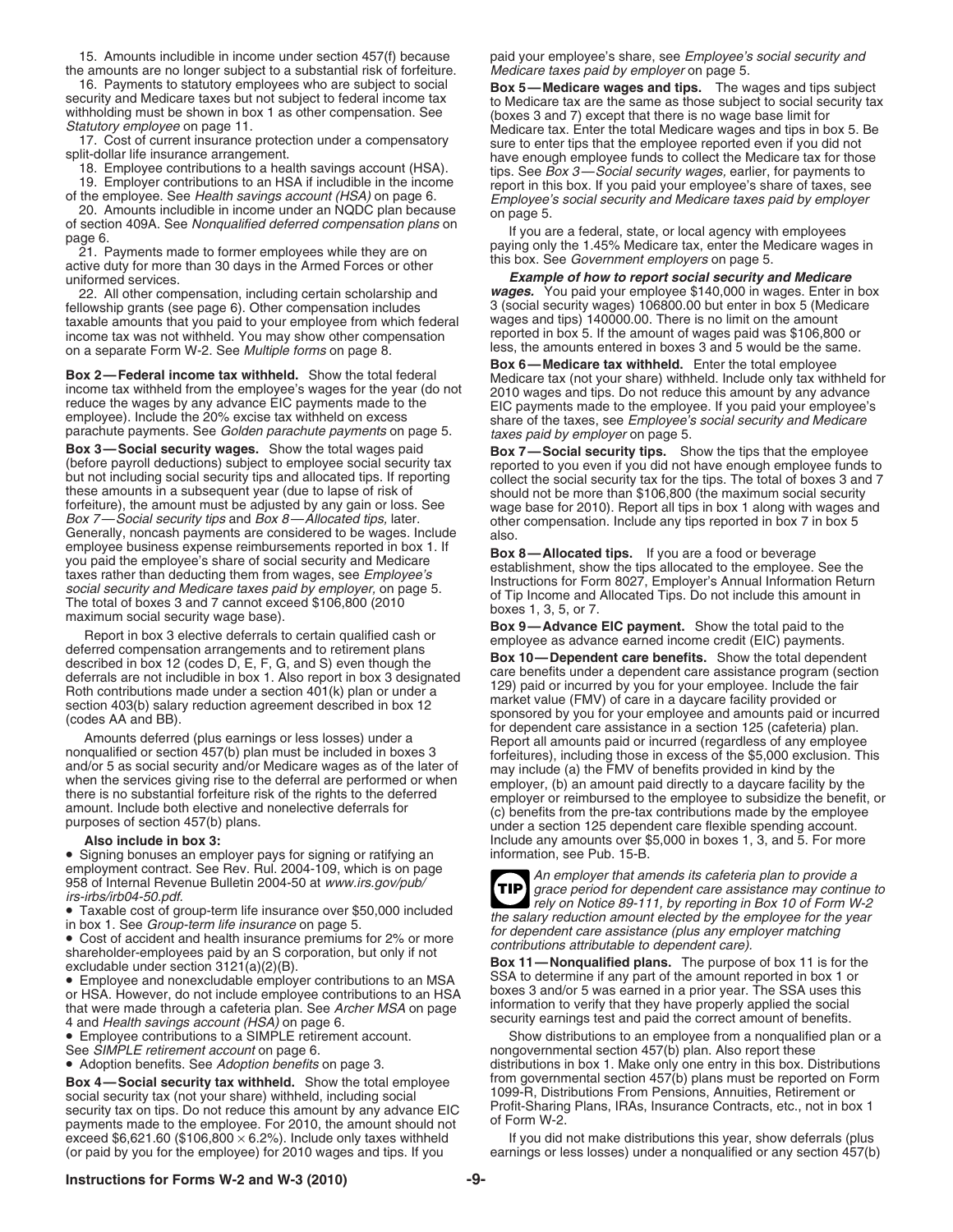15. Amounts includible in income under section 457(f) because the amounts are no longer subject to a substantial risk of forfeiture.

16. Payments to statutory employees who are subject to social security and Medicare taxes but not subject to federal income tax withholding must be shown in box 1 as other compensation. See *Statutory employee* on page 11.

17. Cost of current insurance protection under a compensatory split-dollar life insurance arrangement.

18. Employee contributions to a health savings account (HSA).

19. Employer contributions to an HSA if includible in the income of the employee. See *Health savings account (HSA)* on page 6.

20. Amounts includible in income under an NQDC plan because of section 409A. See *Nonqualified deferred compensation plans* on page 6.

21. Payments made to former employees while they are on active duty for more than 30 days in the Armed Forces or other uniformed services.

22. All other compensation, including certain scholarship and fellowship grants (see page 6). Other compensation includes taxable amounts that you paid to your employee from which federal income tax was not withheld. You may show other compensation on a separate Form W-2. See *Multiple forms* on page 8.

**Box 2—Federal income tax withheld.** Show the total federal income tax withheld from the employee's wages for the year (do not reduce the wages by any advance EIC payments made to the employee). Include the 20% excise tax withheld on excess parachute payments. See *Golden parachute payments* on page 5.

**Box 3—Social security wages.** Show the total wages paid (before payroll deductions) subject to employee social security tax but not including social security tips and allocated tips. If reporting these amounts in a subsequent year (due to lapse of risk of forfeiture), the amount must be adjusted by any gain or loss. See *Box 7—Social security tips* and *Box 8—Allocated tips,* later. Generally, noncash payments are considered to be wages. Include employee business expense reimbursements reported in box 1. If you paid the employee's share of social security and Medicare taxes rather than deducting them from wages, see *Employee's social security and Medicare taxes paid by employer,* on page 5. The total of boxes 3 and 7 cannot exceed $106,800 (2010 maximum social security wage base).

Report in box 3 elective deferrals to certain qualified cash or deferred compensation arrangements and to retirement plans described in box 12 (codes D, E, F, G, and S) even though the deferrals are not includible in box 1. Also report in box 3 designated Roth contributions made under a section 401(k) plan or under a section 403(b) salary reduction agreement described in box 12 (codes AA and BB).

Amounts deferred (plus earnings or less losses) under a nonqualified or section 457(b) plan must be included in boxes 3 and/or 5 as social security and/or Medicare wages as of the later of when the services giving rise to the deferral are performed or when there is no substantial forfeiture risk of the rights to the deferred amount. Include both elective and nonelective deferrals for purposes of section 457(b) plans.

**Also include in box 3:**

- Signing bonuses an employer pays for signing or ratifying an employment contract. See Rev. Rul. 2004-109, which is on page 958 of Internal Revenue Bulletin 2004-50 at *www.irs.gov/pub/irs-irbs/irb04-50.pdf.*
- Taxable cost of group-term life insurance over $50,000 included in box 1. See *Group-term life insurance* on page 5.
- Cost of accident and health insurance premiums for 2% or more shareholder-employees paid by an S corporation, but only if not excludable under section 3121(a)(2)(B).
- Employee and nonexcludable employer contributions to an MSA or HSA. However, do not include employee contributions to an HSA that were made through a cafeteria plan. See *Archer MSA* on page 4 and *Health savings account (HSA)* on page 6.
- Employee contributions to a SIMPLE retirement account. See *SIMPLE retirement account* on page 6.
- Adoption benefits. See *Adoption benefits* on page 3.

**Box 4—Social security tax withheld.** Show the total employee social security tax (not your share) withheld, including social security tax on tips. Do not reduce this amount by any advance EIC payments made to the employee. For 2010, the amount should not exceed $6,621.60 ($106,800 × 6.2%). Include only taxes withheld (or paid by you for the employee) for 2010 wages and tips. If you paid your employee's share, see *Employee's social security and Medicare taxes paid by employer* on page 5.

**Box 5—Medicare wages and tips.** The wages and tips subject to Medicare tax are the same as those subject to social security tax (boxes 3 and 7) except that there is no wage base limit for Medicare tax. Enter the total Medicare wages and tips in box 5. Be sure to enter tips that the employee reported even if you did not have enough employee funds to collect the Medicare tax for those tips. See *Box 3—Social security wages,* earlier, for payments to report in this box. If you paid your employee's share of taxes, see *Employee's social security and Medicare taxes paid by employer* on page 5.

If you are a federal, state, or local agency with employees paying only the 1.45% Medicare tax, enter the Medicare wages in this box. See *Government employers* on page 5.

***Example of how to report social security and Medicare wages.*** You paid your employee $140,000 in wages. Enter in box 3 (social security wages) 106800.00 but enter in box 5 (Medicare wages and tips) 140000.00. There is no limit on the amount reported in box 5. If the amount of wages paid was $106,800 or less, the amounts entered in boxes 3 and 5 would be the same.

**Box 6—Medicare tax withheld.** Enter the total employee Medicare tax (not your share) withheld. Include only tax withheld for 2010 wages and tips. Do not reduce this amount by any advance EIC payments made to the employee. If you paid your employee's share of the taxes, see *Employee's social security and Medicare taxes paid by employer* on page 5.

**Box 7—Social security tips.** Show the tips that the employee reported to you even if you did not have enough employee funds to collect the social security tax for the tips. The total of boxes 3 and 7 should not be more than $106,800 (the maximum social security wage base for 2010). Report all tips in box 1 along with wages and other compensation. Include any tips reported in box 7 in box 5 also.

**Box 8—Allocated tips.** If you are a food or beverage establishment, show the tips allocated to the employee. See the Instructions for Form 8027, Employer's Annual Information Return of Tip Income and Allocated Tips. Do not include this amount in boxes 1, 3, 5, or 7.

**Box 9—Advance EIC payment.** Show the total paid to the employee as advance earned income credit (EIC) payments.

**Box 10—Dependent care benefits.** Show the total dependent care benefits under a dependent care assistance program (section 129) paid or incurred by you for your employee. Include the fair market value (FMV) of care in a daycare facility provided or sponsored by you for your employee and amounts paid or incurred for dependent care assistance in a section 125 (cafeteria) plan. Report all amounts paid or incurred (regardless of any employee forfeitures), including those in excess of the $5,000 exclusion. This may include (a) the FMV of benefits provided in kind by the employer, (b) an amount paid directly to a daycare facility by the employer or reimbursed to the employee to subsidize the benefit, or (c) benefits from the pre-tax contributions made by the employee under a section 125 dependent care flexible spending account. Include any amounts over $5,000 in boxes 1, 3, and 5. For more information, see Pub. 15-B.

**TIP** *An employer that amends its cafeteria plan to provide a grace period for dependent care assistance may continue to rely on Notice 89-111, by reporting in Box 10 of Form W-2 the salary reduction amount elected by the employee for the year for dependent care assistance (plus any employer matching contributions attributable to dependent care).*

**Box 11—Nonqualified plans.** The purpose of box 11 is for the SSA to determine if any part of the amount reported in box 1 or boxes 3 and/or 5 was earned in a prior year. The SSA uses this information to verify that they have properly applied the social security earnings test and paid the correct amount of benefits.

Show distributions to an employee from a nonqualified plan or a nongovernmental section 457(b) plan. Also report these distributions in box 1. Make only one entry in this box. Distributions from governmental section 457(b) plans must be reported on Form 1099-R, Distributions From Pensions, Annuities, Retirement or Profit-Sharing Plans, IRAs, Insurance Contracts, etc., not in box 1 of Form W-2.

If you did not make distributions this year, show deferrals (plus earnings or less losses) under a nonqualified or any section 457(b)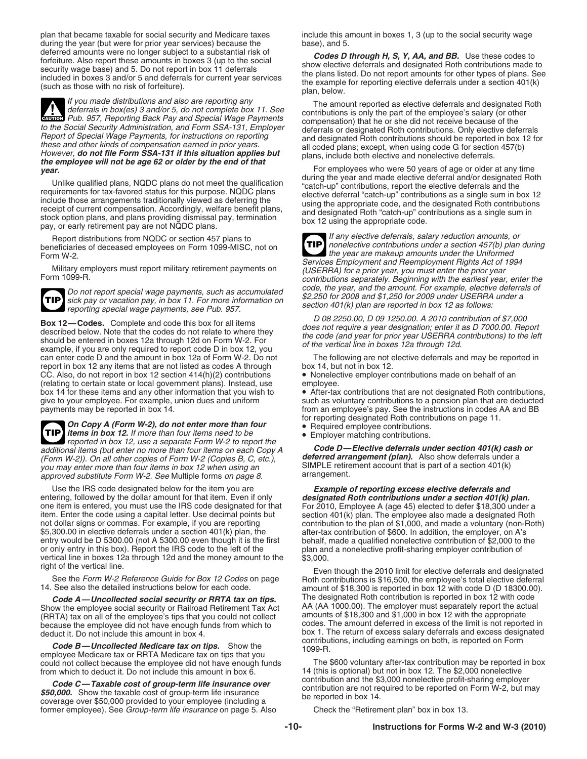plan that became taxable for social security and Medicare taxes during the year (but were for prior year services) because the deferred amounts were no longer subject to a substantial risk of forfeiture. Also report these amounts in boxes 3 (up to the social security wage base) and 5. Do not report in box 11 deferrals included in boxes 3 and/or 5 and deferrals for current year services (such as those with no risk of forfeiture).

**CAUTION** *If you made distributions and also are reporting any deferrals in box(es) 3 and/or 5, do not complete box 11. See* Pub. 957, Reporting Back Pay and Special Wage Payments *to the Social Security Administration, and Form SSA-131, Employer Report of Special Wage Payments, for instructions on reporting these and other kinds of compensation earned in prior years. However,* ***do not file Form SSA-131 if this situation applies but the employee will not be age 62 or older by the end of that year.***

Unlike qualified plans, NQDC plans do not meet the qualification requirements for tax-favored status for this purpose. NQDC plans include those arrangements traditionally viewed as deferring the receipt of current compensation. Accordingly, welfare benefit plans, stock option plans, and plans providing dismissal pay, termination pay, or early retirement pay are not NQDC plans.

Report distributions from NQDC or section 457 plans to beneficiaries of deceased employees on Form 1099-MISC, not on Form W-2.

Military employers must report military retirement payments on Form 1099-R.

**TIP** *Do not report special wage payments, such as accumulated sick pay or vacation pay, in box 11. For more information on reporting special wage payments, see Pub. 957.*

**Box 12—Codes.** Complete and code this box for all items described below. Note that the codes do not relate to where they should be entered in boxes 12a through 12d on Form W-2. For example, if you are only required to report code D in box 12, you can enter code D and the amount in box 12a of Form W-2. Do not report in box 12 any items that are not listed as codes A through CC. Also, do not report in box 12 section 414(h)(2) contributions (relating to certain state or local government plans). Instead, use box 14 for these items and any other information that you wish to give to your employee. For example, union dues and uniform payments may be reported in box 14.

**TIP** ***On Copy A (Form W-2), do not enter more than four items in box 12.*** *If more than four items need to be reported in box 12, use a separate Form W-2 to report the additional items (but enter no more than four items on each Copy A (Form W-2)). On all other copies of Form W-2 (Copies B, C, etc.), you may enter more than four items in box 12 when using an approved substitute Form W-2. See* Multiple forms *on page 8.*

Use the IRS code designated below for the item you are entering, followed by the dollar amount for that item. Even if only one item is entered, you must use the IRS code designated for that item. Enter the code using a capital letter. Use decimal points but not dollar signs or commas. For example, if you are reporting $5,300.00 in elective deferrals under a section 401(k) plan, the entry would be D 5300.00 (not A 5300.00 even though it is the first or only entry in this box). Report the IRS code to the left of the vertical line in boxes 12a through 12d and the money amount to the right of the vertical line.

See the *Form W-2 Reference Guide for Box 12 Codes* on page 14. See also the detailed instructions below for each code.

***Code A—Uncollected social security or RRTA tax on tips.*** Show the employee social security or Railroad Retirement Tax Act (RRTA) tax on all of the employee's tips that you could not collect because the employee did not have enough funds from which to deduct it. Do not include this amount in box 4.

***Code B—Uncollected Medicare tax on tips.*** Show the employee Medicare tax or RRTA Medicare tax on tips that you could not collect because the employee did not have enough funds from which to deduct it. Do not include this amount in box 6.

***Code C—Taxable cost of group-term life insurance over $50,000.*** Show the taxable cost of group-term life insurance coverage over $50,000 provided to your employee (including a former employee). See *Group-term life insurance* on page 5. Also include this amount in boxes 1, 3 (up to the social security wage base), and 5.

***Codes D through H, S, Y, AA, and BB.*** Use these codes to show elective deferrals and designated Roth contributions made to the plans listed. Do not report amounts for other types of plans. See the example for reporting elective deferrals under a section 401(k) plan, below.

The amount reported as elective deferrals and designated Roth contributions is only the part of the employee's salary (or other compensation) that he or she did not receive because of the deferrals or designated Roth contributions. Only elective deferrals and designated Roth contributions should be reported in box 12 for all coded plans; except, when using code G for section 457(b) plans, include both elective and nonelective deferrals.

For employees who were 50 years of age or older at any time during the year and made elective deferral and/or designated Roth "catch-up" contributions, report the elective deferrals and the elective deferral "catch-up" contributions as a single sum in box 12 using the appropriate code, and the designated Roth contributions and designated Roth "catch-up" contributions as a single sum in box 12 using the appropriate code.

**TIP** *If any elective deferrals, salary reduction amounts, or nonelective contributions under a section 457(b) plan during the year are makeup amounts under the Uniformed Services Employment and Reemployment Rights Act of 1994 (USERRA) for a prior year, you must enter the prior year contributions separately. Beginning with the earliest year, enter the code, the year, and the amount. For example, elective deferrals of $2,250 for 2008 and $1,250 for 2009 under USERRA under a section 401(k) plan are reported in box 12 as follows:*

*D 08 2250.00, D 09 1250.00. A 2010 contribution of $7,000 does not require a year designation; enter it as D 7000.00. Report the code (and year for prior year USERRA contributions) to the left of the vertical line in boxes 12a through 12d.*

The following are not elective deferrals and may be reported in box 14, but not in box 12.

- Nonelective employer contributions made on behalf of an employee.
- After-tax contributions that are not designated Roth contributions, such as voluntary contributions to a pension plan that are deducted from an employee's pay. See the instructions in codes AA and BB for reporting designated Roth contributions on page 11.
- Required employee contributions.
- Employer matching contributions.

***Code D—Elective deferrals under section 401(k) cash or deferred arrangement (plan).*** Also show deferrals under a SIMPLE retirement account that is part of a section 401(k) arrangement.

***Example of reporting excess elective deferrals and designated Roth contributions under a section 401(k) plan.*** For 2010, Employee A (age 45) elected to defer $18,300 under a section 401(k) plan. The employee also made a designated Roth contribution to the plan of $1,000, and made a voluntary (non-Roth) after-tax contribution of $600. In addition, the employer, on A's behalf, made a qualified nonelective contribution of $2,000 to the plan and a nonelective profit-sharing employer contribution of $3,000.

Even though the 2010 limit for elective deferrals and designated Roth contributions is $16,500, the employee's total elective deferral amount of $18,300 is reported in box 12 with code D (D 18300.00). The designated Roth contribution is reported in box 12 with code AA (AA 1000.00). The employer must separately report the actual amounts of $18,300 and $1,000 in box 12 with the appropriate codes. The amount deferred in excess of the limit is not reported in box 1. The return of excess salary deferrals and excess designated contributions, including earnings on both, is reported on Form 1099-R.

The $600 voluntary after-tax contribution may be reported in box 14 (this is optional) but not in box 12. The $2,000 nonelective contribution and the $3,000 nonelective profit-sharing employer contribution are not required to be reported on Form W-2, but may be reported in box 14.

Check the "Retirement plan" box in box 13.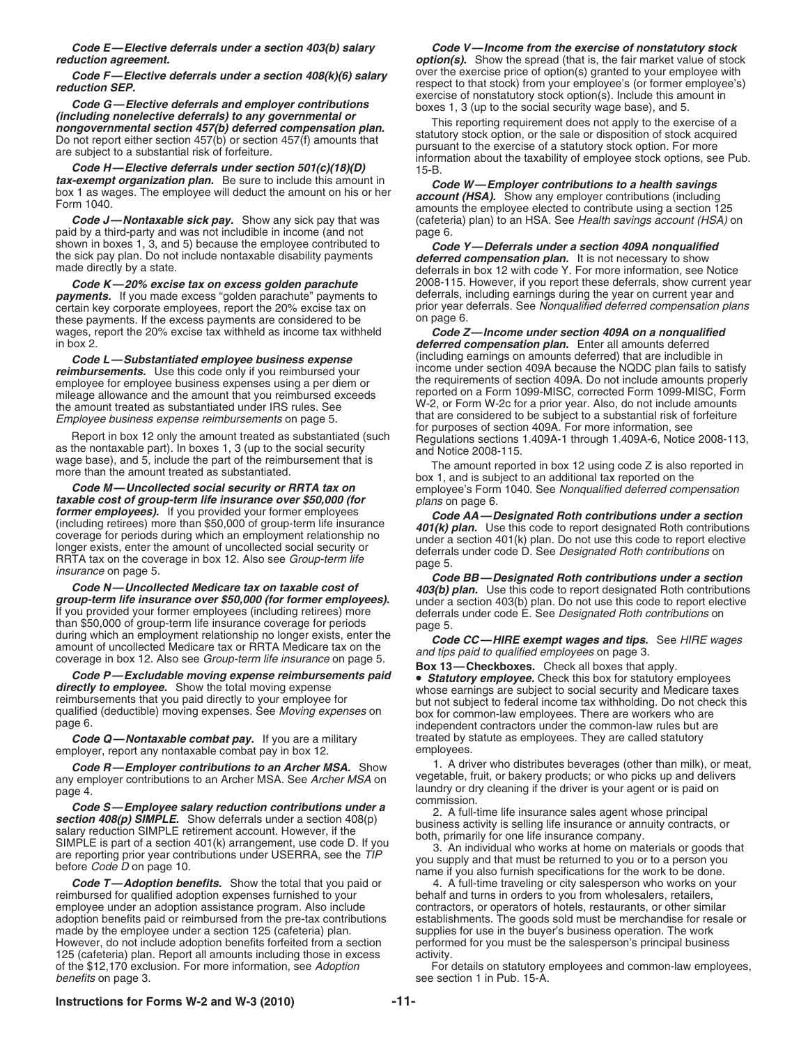***Code E—Elective deferrals under a section 403(b) salary reduction agreement.***

***Code F—Elective deferrals under a section 408(k)(6) salary reduction SEP.***

***Code G—Elective deferrals and employer contributions (including nonelective deferrals) to any governmental or nongovernmental section 457(b) deferred compensation plan.*** Do not report either section 457(b) or section 457(f) amounts that are subject to a substantial risk of forfeiture.

***Code H—Elective deferrals under section 501(c)(18)(D) tax-exempt organization plan.*** Be sure to include this amount in box 1 as wages. The employee will deduct the amount on his or her Form 1040.

***Code J—Nontaxable sick pay.*** Show any sick pay that was paid by a third-party and was not includible in income (and not shown in boxes 1, 3, and 5) because the employee contributed to the sick pay plan. Do not include nontaxable disability payments made directly by a state.

***Code K—20% excise tax on excess golden parachute payments.*** If you made excess "golden parachute" payments to certain key corporate employees, report the 20% excise tax on these payments. If the excess payments are considered to be wages, report the 20% excise tax withheld as income tax withheld in box 2.

***Code L—Substantiated employee business expense reimbursements.*** Use this code only if you reimbursed your employee for employee business expenses using a per diem or mileage allowance and the amount that you reimbursed exceeds the amount treated as substantiated under IRS rules. See *Employee business expense reimbursements* on page 5.

Report in box 12 only the amount treated as substantiated (such as the nontaxable part). In boxes 1, 3 (up to the social security wage base), and 5, include the part of the reimbursement that is more than the amount treated as substantiated.

***Code M—Uncollected social security or RRTA tax on taxable cost of group-term life insurance over $50,000 (for former employees).*** If you provided your former employees (including retirees) more than $50,000 of group-term life insurance coverage for periods during which an employment relationship no longer exists, enter the amount of uncollected social security or RRTA tax on the coverage in box 12. Also see *Group-term life insurance* on page 5.

***Code N—Uncollected Medicare tax on taxable cost of group-term life insurance over $50,000 (for former employees).*** If you provided your former employees (including retirees) more than $50,000 of group-term life insurance coverage for periods during which an employment relationship no longer exists, enter the amount of uncollected Medicare tax or RRTA Medicare tax on the coverage in box 12. Also see *Group-term life insurance* on page 5.

***Code P—Excludable moving expense reimbursements paid directly to employee.*** Show the total moving expense reimbursements that you paid directly to your employee for qualified (deductible) moving expenses. See *Moving expenses* on page 6.

***Code Q—Nontaxable combat pay.*** If you are a military employer, report any nontaxable combat pay in box 12.

***Code R—Employer contributions to an Archer MSA.*** Show any employer contributions to an Archer MSA. See *Archer MSA* on page 4.

***Code S—Employee salary reduction contributions under a section 408(p) SIMPLE.*** Show deferrals under a section 408(p) salary reduction SIMPLE retirement account. However, if the SIMPLE is part of a section 401(k) arrangement, use code D. If you are reporting prior year contributions under USERRA, see the *TIP* before *Code D* on page 10.

***Code T—Adoption benefits.*** Show the total that you paid or reimbursed for qualified adoption expenses furnished to your employee under an adoption assistance program. Also include adoption benefits paid or reimbursed from the pre-tax contributions made by the employee under a section 125 (cafeteria) plan. However, do not include adoption benefits forfeited from a section 125 (cafeteria) plan. Report all amounts including those in excess of the $12,170 exclusion. For more information, see *Adoption benefits* on page 3.

***Code V—Income from the exercise of nonstatutory stock option(s).*** Show the spread (that is, the fair market value of stock over the exercise price of option(s) granted to your employee with respect to that stock) from your employee's (or former employee's) exercise of nonstatutory stock option(s). Include this amount in boxes 1, 3 (up to the social security wage base), and 5.

This reporting requirement does not apply to the exercise of a statutory stock option, or the sale or disposition of stock acquired pursuant to the exercise of a statutory stock option. For more information about the taxability of employee stock options, see Pub. 15-B.

***Code W—Employer contributions to a health savings account (HSA).*** Show any employer contributions (including amounts the employee elected to contribute using a section 125 (cafeteria) plan) to an HSA. See *Health savings account (HSA)* on page 6.

***Code Y—Deferrals under a section 409A nonqualified deferred compensation plan.*** It is not necessary to show deferrals in box 12 with code Y. For more information, see Notice 2008-115. However, if you report these deferrals, show current year deferrals, including earnings during the year on current year and prior year deferrals. See *Nonqualified deferred compensation plans* on page 6.

***Code Z—Income under section 409A on a nonqualified deferred compensation plan.*** Enter all amounts deferred (including earnings on amounts deferred) that are includible in income under section 409A because the NQDC plan fails to satisfy the requirements of section 409A. Do not include amounts properly reported on a Form 1099-MISC, corrected Form 1099-MISC, Form W-2, or Form W-2c for a prior year. Also, do not include amounts that are considered to be subject to a substantial risk of forfeiture for purposes of section 409A. For more information, see Regulations sections 1.409A-1 through 1.409A-6, Notice 2008-113, and Notice 2008-115.

The amount reported in box 12 using code Z is also reported in box 1, and is subject to an additional tax reported on the employee's Form 1040. See *Nonqualified deferred compensation plans* on page 6.

***Code AA—Designated Roth contributions under a section 401(k) plan.*** Use this code to report designated Roth contributions under a section 401(k) plan. Do not use this code to report elective deferrals under code D. See *Designated Roth contributions* on page 5.

***Code BB—Designated Roth contributions under a section 403(b) plan.*** Use this code to report designated Roth contributions under a section 403(b) plan. Do not use this code to report elective deferrals under code E. See *Designated Roth contributions* on page 5.

***Code CC—HIRE exempt wages and tips.*** See *HIRE wages and tips paid to qualified employees* on page 3.

**Box 13—Checkboxes.** Check all boxes that apply.

- ***Statutory employee.*** Check this box for statutory employees whose earnings are subject to social security and Medicare taxes but not subject to federal income tax withholding. Do not check this box for common-law employees. There are workers who are independent contractors under the common-law rules but are treated by statute as employees. They are called statutory employees.

1. A driver who distributes beverages (other than milk), or meat, vegetable, fruit, or bakery products; or who picks up and delivers laundry or dry cleaning if the driver is your agent or is paid on commission.

2. A full-time life insurance sales agent whose principal business activity is selling life insurance or annuity contracts, or both, primarily for one life insurance company.

3. An individual who works at home on materials or goods that you supply and that must be returned to you or to a person you name if you also furnish specifications for the work to be done.

4. A full-time traveling or city salesperson who works on your behalf and turns in orders to you from wholesalers, retailers, contractors, or operators of hotels, restaurants, or other similar establishments. The goods sold must be merchandise for resale or supplies for use in the buyer's business operation. The work performed for you must be the salesperson's principal business activity.

For details on statutory employees and common-law employees, see section 1 in Pub. 15-A.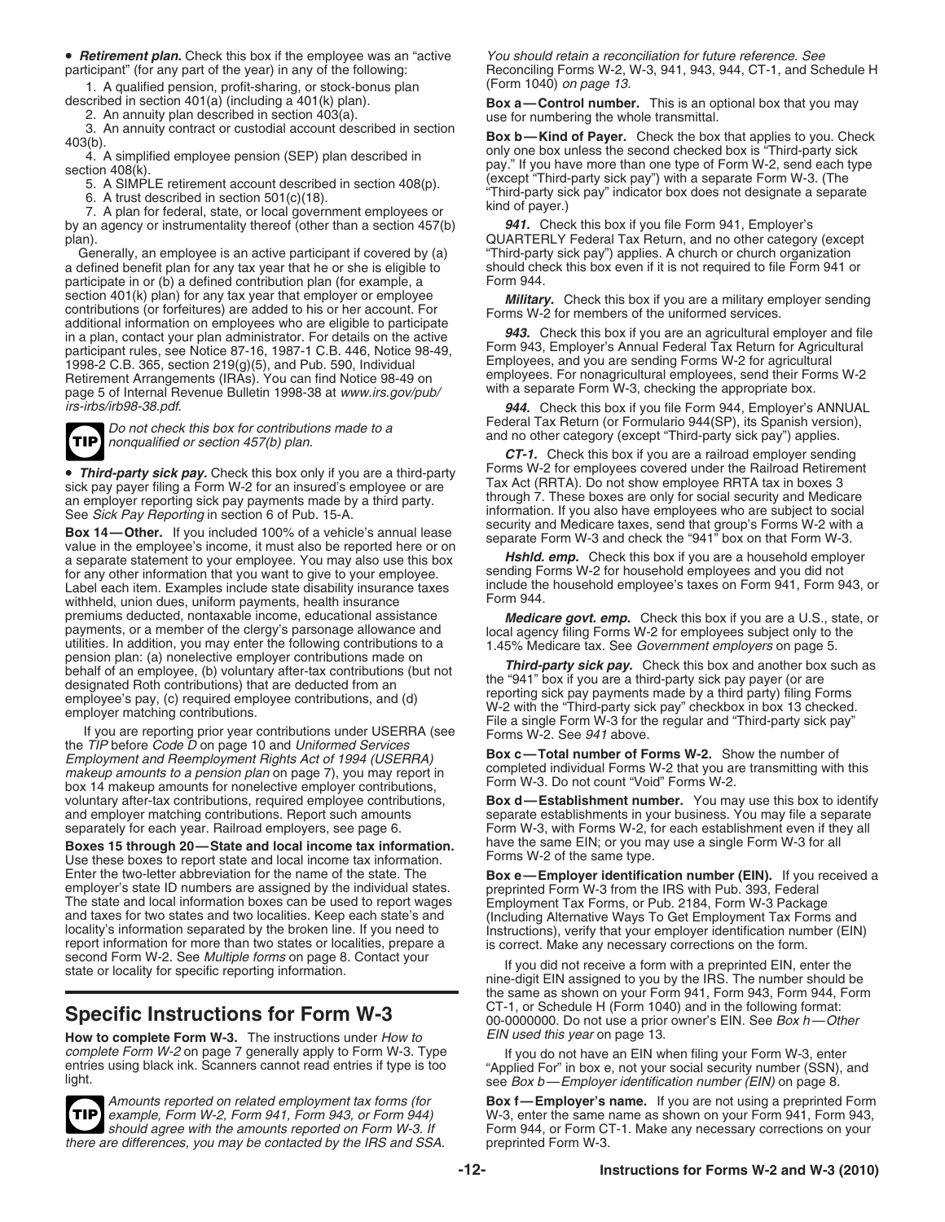• ***Retirement plan.*** Check this box if the employee was an "active participant" (for any part of the year) in any of the following:

1. A qualified pension, profit-sharing, or stock-bonus plan described in section 401(a) (including a 401(k) plan).
2. An annuity plan described in section 403(a).
3. An annuity contract or custodial account described in section 403(b).
4. A simplified employee pension (SEP) plan described in section 408(k).
5. A SIMPLE retirement account described in section 408(p).
6. A trust described in section 501(c)(18).
7. A plan for federal, state, or local government employees or by an agency or instrumentality thereof (other than a section 457(b) plan).

Generally, an employee is an active participant if covered by (a) a defined benefit plan for any tax year that he or she is eligible to participate in or (b) a defined contribution plan (for example, a section 401(k) plan) for any tax year that employer or employee contributions (or forfeitures) are added to his or her account. For additional information on employees who are eligible to participate in a plan, contact your plan administrator. For details on the active participant rules, see Notice 87-16, 1987-1 C.B. 446, Notice 98-49, 1998-2 C.B. 365, section 219(g)(5), and Pub. 590, Individual Retirement Arrangements (IRAs). You can find Notice 98-49 on page 5 of Internal Revenue Bulletin 1998-38 at *www.irs.gov/pub/irs-irbs/irb98-38.pdf.*

**TIP** *Do not check this box for contributions made to a nonqualified or section 457(b) plan.*

• ***Third-party sick pay.*** Check this box only if you are a third-party sick pay payer filing a Form W-2 for an insured's employee or are an employer reporting sick pay payments made by a third party. See *Sick Pay Reporting* in section 6 of Pub. 15-A.

**Box 14—Other.** If you included 100% of a vehicle's annual lease value in the employee's income, it must also be reported here or on a separate statement to your employee. You may also use this box for any other information that you want to give to your employee. Label each item. Examples include state disability insurance taxes withheld, union dues, uniform payments, health insurance premiums deducted, nontaxable income, educational assistance payments, or a member of the clergy's parsonage allowance and utilities. In addition, you may enter the following contributions to a pension plan: (a) nonelective employer contributions made on behalf of an employee, (b) voluntary after-tax contributions (but not designated Roth contributions) that are deducted from an employee's pay, (c) required employee contributions, and (d) employer matching contributions.

If you are reporting prior year contributions under USERRA (see the *TIP* before *Code D* on page 10 and *Uniformed Services Employment and Reemployment Rights Act of 1994 (USERRA) makeup amounts to a pension plan* on page 7), you may report in box 14 makeup amounts for nonelective employer contributions, voluntary after-tax contributions, required employee contributions, and employer matching contributions. Report such amounts separately for each year. Railroad employers, see page 6.

**Boxes 15 through 20—State and local income tax information.** Use these boxes to report state and local income tax information. Enter the two-letter abbreviation for the name of the state. The employer's state ID numbers are assigned by the individual states. The state and local information boxes can be used to report wages and taxes for two states and two localities. Keep each state's and locality's information separated by the broken line. If you need to report information for more than two states or localities, prepare a second Form W-2. See *Multiple forms* on page 8. Contact your state or locality for specific reporting information.

## Specific Instructions for Form W-3

**How to complete Form W-3.** The instructions under *How to complete Form W-2* on page 7 generally apply to Form W-3. Type entries using black ink. Scanners cannot read entries if type is too light.

**TIP** *Amounts reported on related employment tax forms (for example, Form W-2, Form 941, Form 943, or Form 944) should agree with the amounts reported on Form W-3. If there are differences, you may be contacted by the IRS and SSA. You should retain a reconciliation for future reference. See* Reconciling Forms W-2, W-3, 941, 943, 944, CT-1, and Schedule H (Form 1040) *on page 13.*

**Box a—Control number.** This is an optional box that you may use for numbering the whole transmittal.

**Box b—Kind of Payer.** Check the box that applies to you. Check only one box unless the second checked box is "Third-party sick pay." If you have more than one type of Form W-2, send each type (except "Third-party sick pay") with a separate Form W-3. (The "Third-party sick pay" indicator box does not designate a separate kind of payer.)

***941.*** Check this box if you file Form 941, Employer's QUARTERLY Federal Tax Return, and no other category (except "Third-party sick pay") applies. A church or church organization should check this box even if it is not required to file Form 941 or Form 944.

***Military.*** Check this box if you are a military employer sending Forms W-2 for members of the uniformed services.

***943.*** Check this box if you are an agricultural employer and file Form 943, Employer's Annual Federal Tax Return for Agricultural Employees, and you are sending Forms W-2 for agricultural employees. For nonagricultural employees, send their Forms W-2 with a separate Form W-3, checking the appropriate box.

***944.*** Check this box if you file Form 944, Employer's ANNUAL Federal Tax Return (or Formulario 944(SP), its Spanish version), and no other category (except "Third-party sick pay") applies.

***CT-1.*** Check this box if you are a railroad employer sending Forms W-2 for employees covered under the Railroad Retirement Tax Act (RRTA). Do not show employee RRTA tax in boxes 3 through 7. These boxes are only for social security and Medicare information. If you also have employees who are subject to social security and Medicare taxes, send that group's Forms W-2 with a separate Form W-3 and check the "941" box on that Form W-3.

***Hshld. emp.*** Check this box if you are a household employer sending Forms W-2 for household employees and you did not include the household employee's taxes on Form 941, Form 943, or Form 944.

***Medicare govt. emp.*** Check this box if you are a U.S., state, or local agency filing Forms W-2 for employees subject only to the 1.45% Medicare tax. See *Government employers* on page 5.

***Third-party sick pay.*** Check this box and another box such as the "941" box if you are a third-party sick pay payer (or are reporting sick pay payments made by a third party) filing Forms W-2 with the "Third-party sick pay" checkbox in box 13 checked. File a single Form W-3 for the regular and "Third-party sick pay" Forms W-2. See *941* above.

**Box c—Total number of Forms W-2.** Show the number of completed individual Forms W-2 that you are transmitting with this Form W-3. Do not count "Void" Forms W-2.

**Box d—Establishment number.** You may use this box to identify separate establishments in your business. You may file a separate Form W-3, with Forms W-2, for each establishment even if they all have the same EIN; or you may use a single Form W-3 for all Forms W-2 of the same type.

**Box e—Employer identification number (EIN).** If you received a preprinted Form W-3 from the IRS with Pub. 393, Federal Employment Tax Forms, or Pub. 2184, Form W-3 Package (Including Alternative Ways To Get Employment Tax Forms and Instructions), verify that your employer identification number (EIN) is correct. Make any necessary corrections on the form.

If you did not receive a form with a preprinted EIN, enter the nine-digit EIN assigned to you by the IRS. The number should be the same as shown on your Form 941, Form 943, Form 944, Form CT-1, or Schedule H (Form 1040) and in the following format: 00-0000000. Do not use a prior owner's EIN. See *Box h—Other EIN used this year* on page 13.

If you do not have an EIN when filing your Form W-3, enter "Applied For" in box e, not your social security number (SSN), and see *Box b—Employer identification number (EIN)* on page 8.

**Box f—Employer's name.** If you are not using a preprinted Form W-3, enter the same name as shown on your Form 941, Form 943, Form 944, or Form CT-1. Make any necessary corrections on your preprinted Form W-3.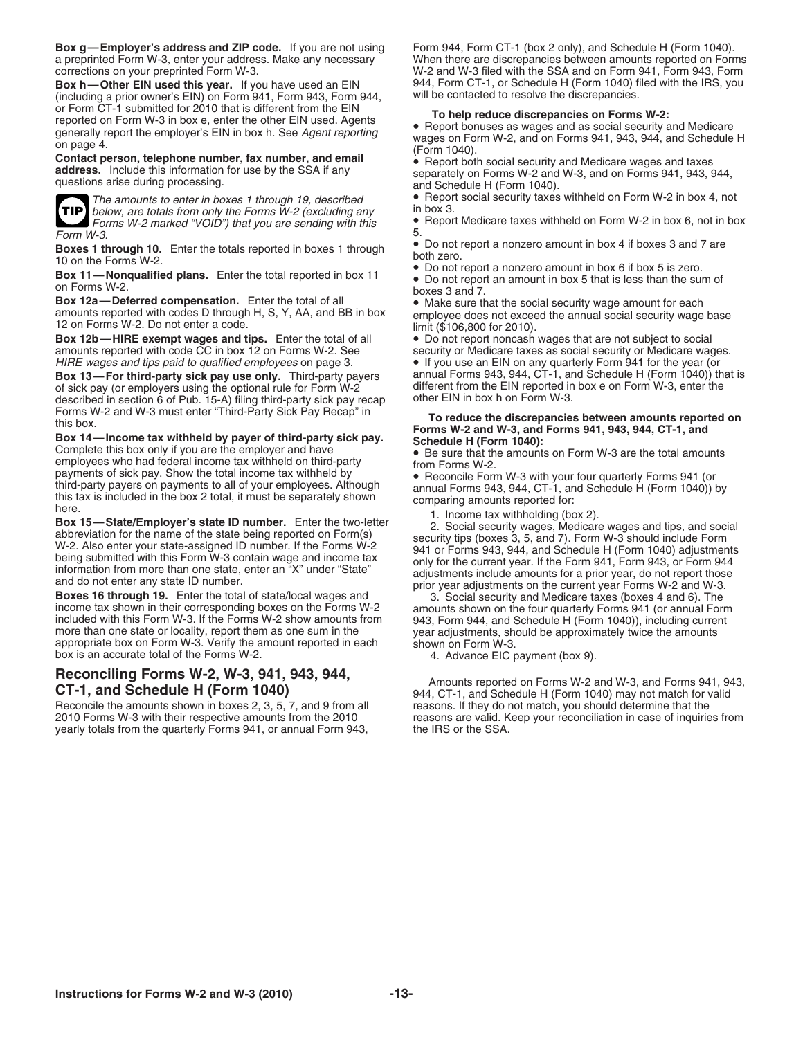**Box g—Employer's address and ZIP code.** If you are not using a preprinted Form W-3, enter your address. Make any necessary corrections on your preprinted Form W-3.

**Box h—Other EIN used this year.** If you have used an EIN (including a prior owner's EIN) on Form 941, Form 943, Form 944, or Form CT-1 submitted for 2010 that is different from the EIN reported on Form W-3 in box e, enter the other EIN used. Agents generally report the employer's EIN in box h. See *Agent reporting* on page 4.

**Contact person, telephone number, fax number, and email address.** Include this information for use by the SSA if any questions arise during processing.

**TIP** *The amounts to enter in boxes 1 through 19, described below, are totals from only the Forms W-2 (excluding any Forms W-2 marked "VOID") that you are sending with this Form W-3.*

**Boxes 1 through 10.** Enter the totals reported in boxes 1 through 10 on the Forms W-2.

**Box 11—Nonqualified plans.** Enter the total reported in box 11 on Forms W-2.

**Box 12a—Deferred compensation.** Enter the total of all amounts reported with codes D through H, S, Y, AA, and BB in box 12 on Forms W-2. Do not enter a code.

**Box 12b—HIRE exempt wages and tips.** Enter the total of all amounts reported with code CC in box 12 on Forms W-2. See *HIRE wages and tips paid to qualified employees* on page 3.

**Box 13—For third-party sick pay use only.** Third-party payers of sick pay (or employers using the optional rule for Form W-2 described in section 6 of Pub. 15-A) filing third-party sick pay recap Forms W-2 and W-3 must enter "Third-Party Sick Pay Recap" in this box.

**Box 14—Income tax withheld by payer of third-party sick pay.** Complete this box only if you are the employer and have employees who had federal income tax withheld on third-party payments of sick pay. Show the total income tax withheld by third-party payers on payments to all of your employees. Although this tax is included in the box 2 total, it must be separately shown here.

**Box 15—State/Employer's state ID number.** Enter the two-letter abbreviation for the name of the state being reported on Form(s) W-2. Also enter your state-assigned ID number. If the Forms W-2 being submitted with this Form W-3 contain wage and income tax information from more than one state, enter an "X" under "State" and do not enter any state ID number.

**Boxes 16 through 19.** Enter the total of state/local wages and income tax shown in their corresponding boxes on the Forms W-2 included with this Form W-3. If the Forms W-2 show amounts from more than one state or locality, report them as one sum in the appropriate box on Form W-3. Verify the amount reported in each box is an accurate total of the Forms W-2.

## Reconciling Forms W-2, W-3, 941, 943, 944, CT-1, and Schedule H (Form 1040)

Reconcile the amounts shown in boxes 2, 3, 5, 7, and 9 from all 2010 Forms W-3 with their respective amounts from the 2010 yearly totals from the quarterly Forms 941, or annual Form 943, Form 944, Form CT-1 (box 2 only), and Schedule H (Form 1040). When there are discrepancies between amounts reported on Forms W-2 and W-3 filed with the SSA and on Form 941, Form 943, Form 944, Form CT-1, or Schedule H (Form 1040) filed with the IRS, you will be contacted to resolve the discrepancies.

**To help reduce discrepancies on Forms W-2:**

- Report bonuses as wages and as social security and Medicare wages on Form W-2, and on Forms 941, 943, 944, and Schedule H (Form 1040).
- Report both social security and Medicare wages and taxes separately on Forms W-2 and W-3, and on Forms 941, 943, 944, and Schedule H (Form 1040).
- Report social security taxes withheld on Form W-2 in box 4, not in box 3.
- Report Medicare taxes withheld on Form W-2 in box 6, not in box 5.
- Do not report a nonzero amount in box 4 if boxes 3 and 7 are both zero.
- Do not report a nonzero amount in box 6 if box 5 is zero.
- Do not report an amount in box 5 that is less than the sum of boxes 3 and 7.
- Make sure that the social security wage amount for each employee does not exceed the annual social security wage base limit ($106,800 for 2010).
- Do not report noncash wages that are not subject to social security or Medicare taxes as social security or Medicare wages.
- If you use an EIN on any quarterly Form 941 for the year (or annual Forms 943, 944, CT-1, and Schedule H (Form 1040)) that is different from the EIN reported in box e on Form W-3, enter the other EIN in box h on Form W-3.

**To reduce the discrepancies between amounts reported on Forms W-2 and W-3, and Forms 941, 943, 944, CT-1, and Schedule H (Form 1040):**

- Be sure that the amounts on Form W-3 are the total amounts from Forms W-2.
- Reconcile Form W-3 with your four quarterly Forms 941 (or annual Forms 943, 944, CT-1, and Schedule H (Form 1040)) by comparing amounts reported for:

1. Income tax withholding (box 2).
2. Social security wages, Medicare wages and tips, and social security tips (boxes 3, 5, and 7). Form W-3 should include Form 941 or Forms 943, 944, and Schedule H (Form 1040) adjustments only for the current year. If the Form 941, Form 943, or Form 944 adjustments include amounts for a prior year, do not report those prior year adjustments on the current year Forms W-2 and W-3.
3. Social security and Medicare taxes (boxes 4 and 6). The amounts shown on the four quarterly Forms 941 (or annual Form 943, Form 944, and Schedule H (Form 1040)), including current year adjustments, should be approximately twice the amounts shown on Form W-3.
4. Advance EIC payment (box 9).

Amounts reported on Forms W-2 and W-3, and Forms 941, 943, 944, CT-1, and Schedule H (Form 1040) may not match for valid reasons. If they do not match, you should determine that the reasons are valid. Keep your reconciliation in case of inquiries from the IRS or the SSA.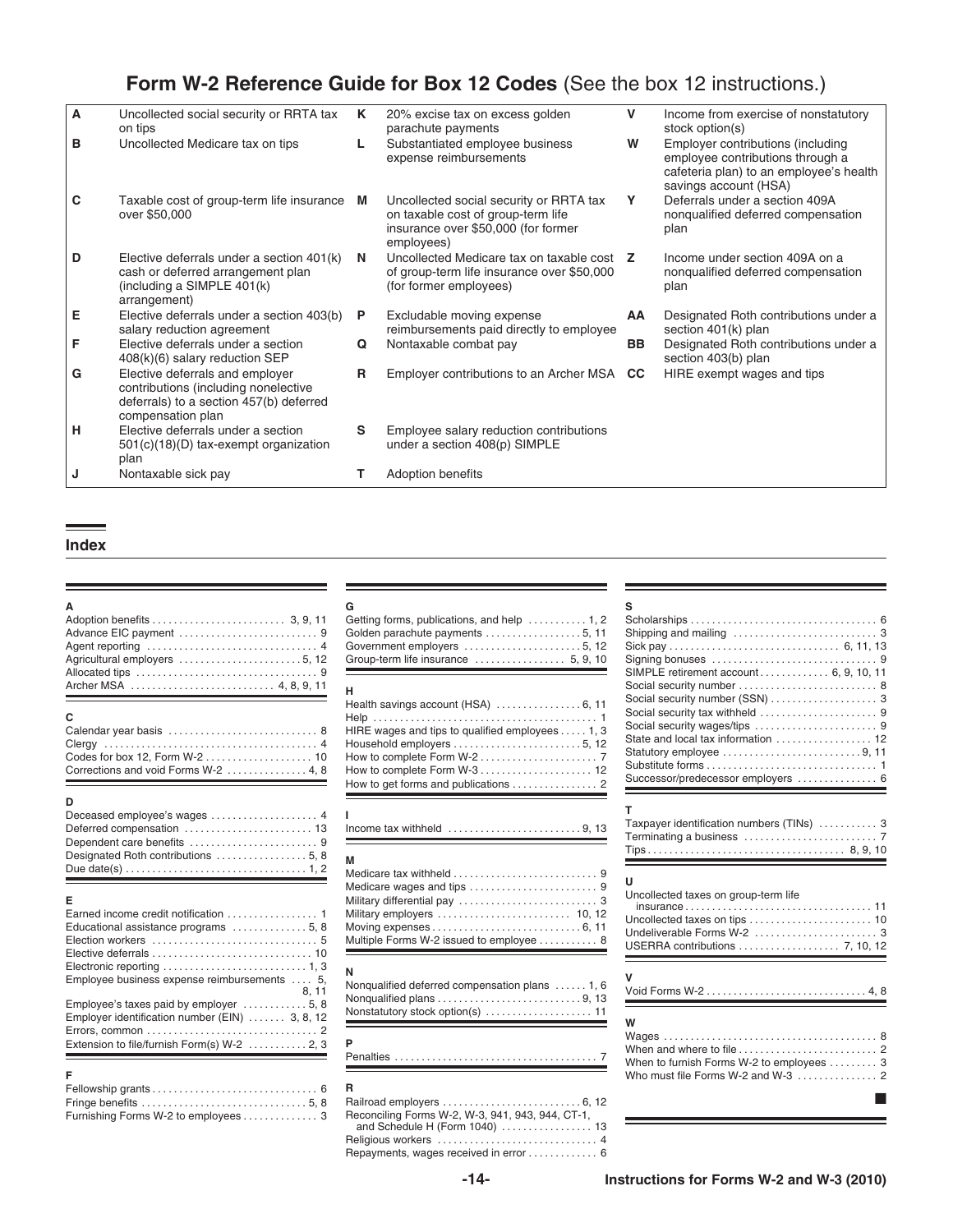## Form W-2 Reference Guide for Box 12 Codes (See the box 12 instructions.)

| | | | | | |
|---|---|---|---|---|---|
| A | Uncollected social security or RRTA tax on tips | K | 20% excise tax on excess golden parachute payments | V | Income from exercise of nonstatutory stock option(s) |
| B | Uncollected Medicare tax on tips | L | Substantiated employee business expense reimbursements | W | Employer contributions (including employee contributions through a cafeteria plan) to an employee's health savings account (HSA) |
| C | Taxable cost of group-term life insurance over $50,000 | M | Uncollected social security or RRTA tax on taxable cost of group-term life insurance over $50,000 (for former employees) | Y | Deferrals under a section 409A nonqualified deferred compensation plan |
| D | Elective deferrals under a section 401(k) cash or deferred arrangement plan (including a SIMPLE 401(k) arrangement) | N | Uncollected Medicare tax on taxable cost of group-term life insurance over $50,000 (for former employees) | Z | Income under section 409A on a nonqualified deferred compensation plan |
| E | Elective deferrals under a section 403(b) salary reduction agreement | P | Excludable moving expense reimbursements paid directly to employee | AA | Designated Roth contributions under a section 401(k) plan |
| F | Elective deferrals under a section 408(k)(6) salary reduction SEP | Q | Nontaxable combat pay | BB | Designated Roth contributions under a section 403(b) plan |
| G | Elective deferrals and employer contributions (including nonelective deferrals) to a section 457(b) deferred compensation plan | R | Employer contributions to an Archer MSA | CC | HIRE exempt wages and tips |
| H | Elective deferrals under a section 501(c)(18)(D) tax-exempt organization plan | S | Employee salary reduction contributions under a section 408(p) SIMPLE | | |
| J | Nontaxable sick pay | T | Adoption benefits | | |

## Index

**A**
- Adoption benefits . . . 3, 9, 11
- Advance EIC payment . . . 9
- Agent reporting . . . 4
- Agricultural employers . . . 5, 12
- Allocated tips . . . 9
- Archer MSA . . . 4, 8, 9, 11

**C**
- Calendar year basis . . . 8
- Clergy . . . 4
- Codes for box 12, Form W-2 . . . 10
- Corrections and void Forms W-2 . . . 4, 8

**D**
- Deceased employee's wages . . . 4
- Deferred compensation . . . 13
- Dependent care benefits . . . 9
- Designated Roth contributions . . . 5, 8
- Due date(s) . . . 1, 2

**E**
- Earned income credit notification . . . 1
- Educational assistance programs . . . 5, 8
- Election workers . . . 5
- Elective deferrals . . . 10
- Electronic reporting . . . 1, 3
- Employee business expense reimbursements . . . 5, 8, 11
- Employee's taxes paid by employer . . . 5, 8
- Employer identification number (EIN) . . . 3, 8, 12
- Errors, common . . . 2
- Extension to file/furnish Form(s) W-2 . . . 2, 3

**F**
- Fellowship grants . . . 6
- Fringe benefits . . . 5, 8
- Furnishing Forms W-2 to employees . . . 3

**G**
- Getting forms, publications, and help . . . 1, 2
- Golden parachute payments . . . 5, 11
- Government employers . . . 5, 12
- Group-term life insurance . . . 5, 9, 10

**H**
- Health savings account (HSA) . . . 6, 11
- Help . . . 1
- HIRE wages and tips to qualified employees . . . 1, 3
- Household employers . . . 5, 12
- How to complete Form W-2 . . . 7
- How to complete Form W-3 . . . 12
- How to get forms and publications . . . 2

**I**
- Income tax withheld . . . 9, 13

**M**
- Medicare tax withheld . . . 9
- Medicare wages and tips . . . 9
- Military differential pay . . . 3
- Military employers . . . 10, 12
- Moving expenses . . . 6, 11
- Multiple Forms W-2 issued to employee . . . 8

**N**
- Nonqualified deferred compensation plans . . . 1, 6
- Nonqualified plans . . . 9, 13
- Nonstatutory stock option(s) . . . 11

**P**
- Penalties . . . 7

**R**
- Railroad employers . . . 6, 12
- Reconciling Forms W-2, W-3, 941, 943, 944, CT-1, and Schedule H (Form 1040) . . . 13
- Religious workers . . . 4
- Repayments, wages received in error . . . 6

**S**
- Scholarships . . . 6
- Shipping and mailing . . . 3
- Sick pay . . . 6, 11, 13
- Signing bonuses . . . 9
- SIMPLE retirement account . . . 6, 9, 10, 11
- Social security number . . . 8
- Social security number (SSN) . . . 3
- Social security tax withheld . . . 9
- Social security wages/tips . . . 9
- State and local tax information . . . 12
- Statutory employee . . . 9, 11
- Substitute forms . . . 1
- Successor/predecessor employers . . . 6

**T**
- Taxpayer identification numbers (TINs) . . . 3
- Terminating a business . . . 7
- Tips . . . 8, 9, 10

**U**
- Uncollected taxes on group-term life insurance . . . 11
- Uncollected taxes on tips . . . 10
- Undeliverable Forms W-2 . . . 3
- USERRA contributions . . . 7, 10, 12

**V**
- Void Forms W-2 . . . 4, 8

**W**
- Wages . . . 8
- When and where to file . . . 2
- When to furnish Forms W-2 to employees . . . 3
- Who must file Forms W-2 and W-3 . . . 2

■